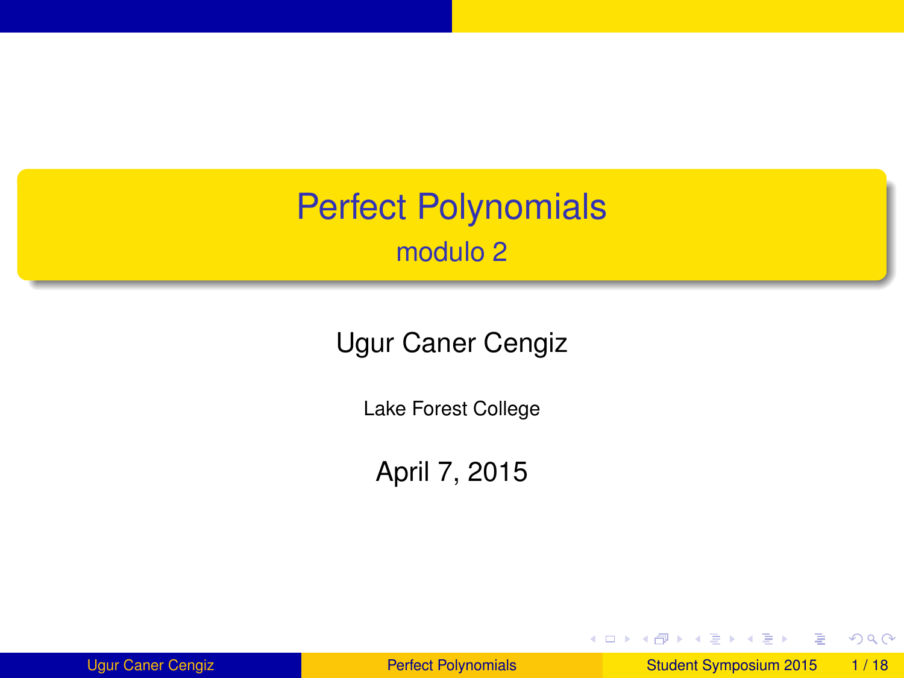# Perfect Polynomials

## modulo 2

Ugur Caner Cengiz

Lake Forest College

April 7, 2015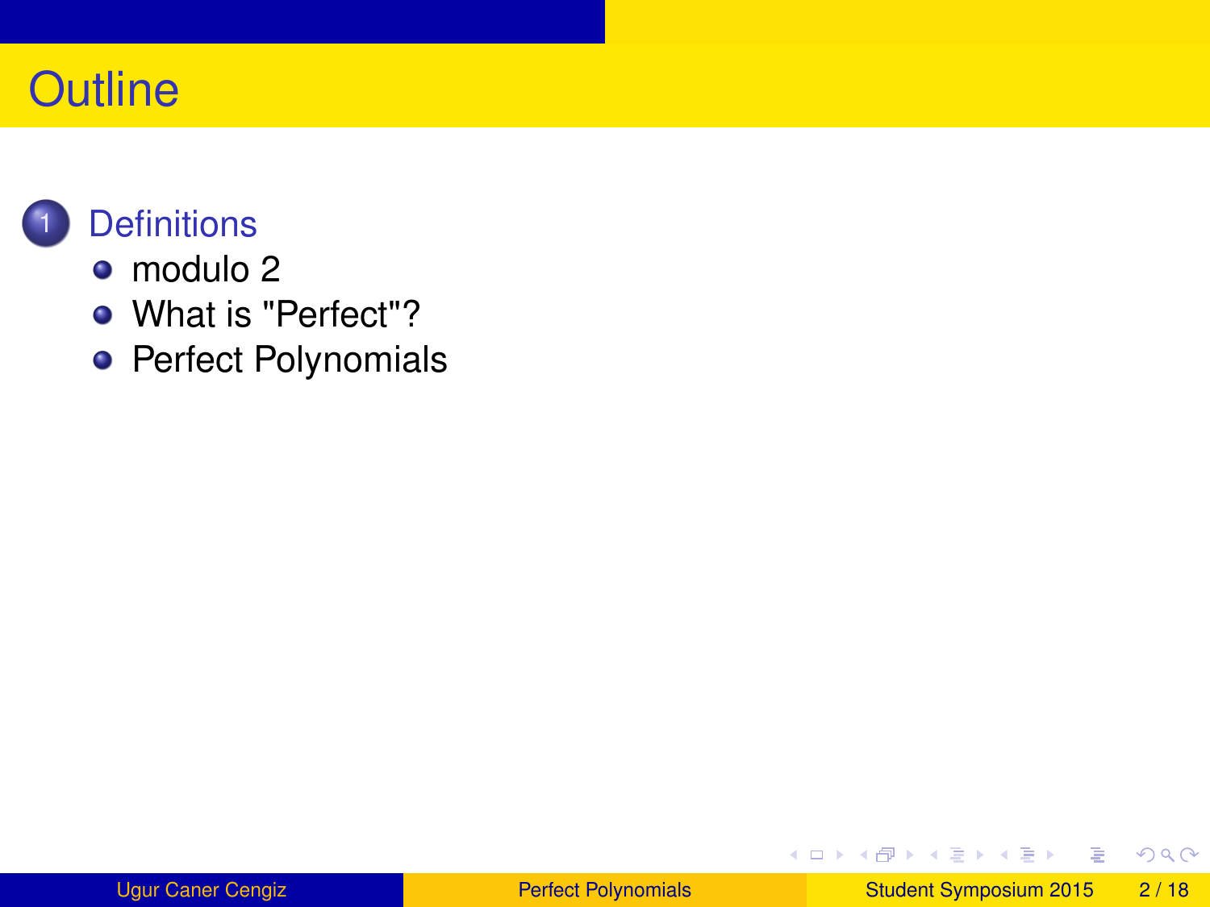# Outline

1. Definitions
   - modulo 2
   - What is "Perfect"?
   - Perfect Polynomials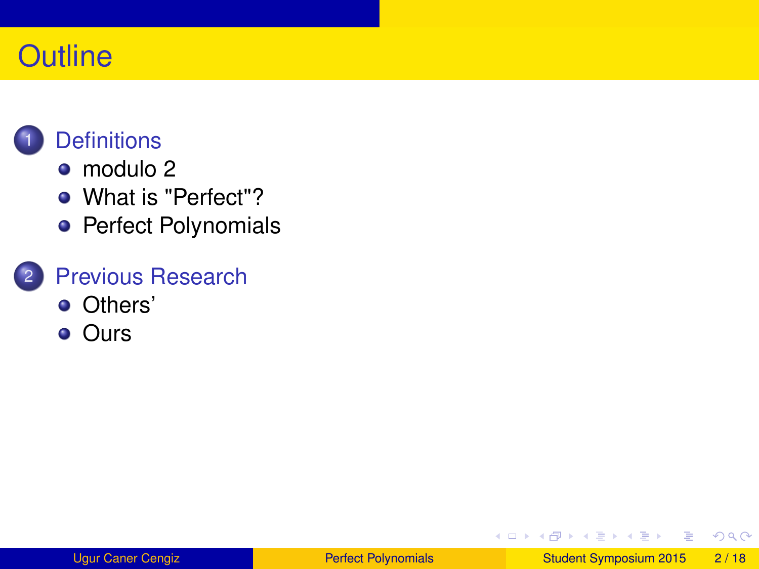# Outline

1. Definitions
   - modulo 2
   - What is "Perfect"?
   - Perfect Polynomials
2. Previous Research
   - Others'
   - Ours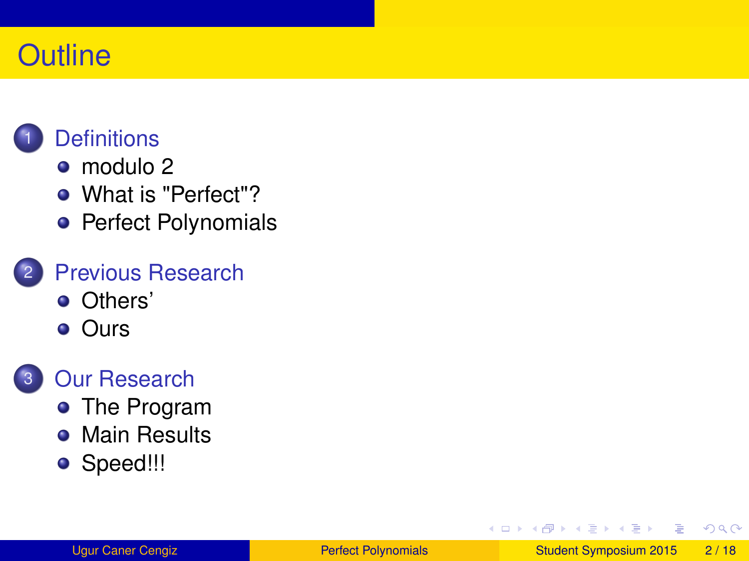# Outline

1. Definitions
   - modulo 2
   - What is "Perfect"?
   - Perfect Polynomials
2. Previous Research
   - Others'
   - Ours
3. Our Research
   - The Program
   - Main Results
   - Speed!!!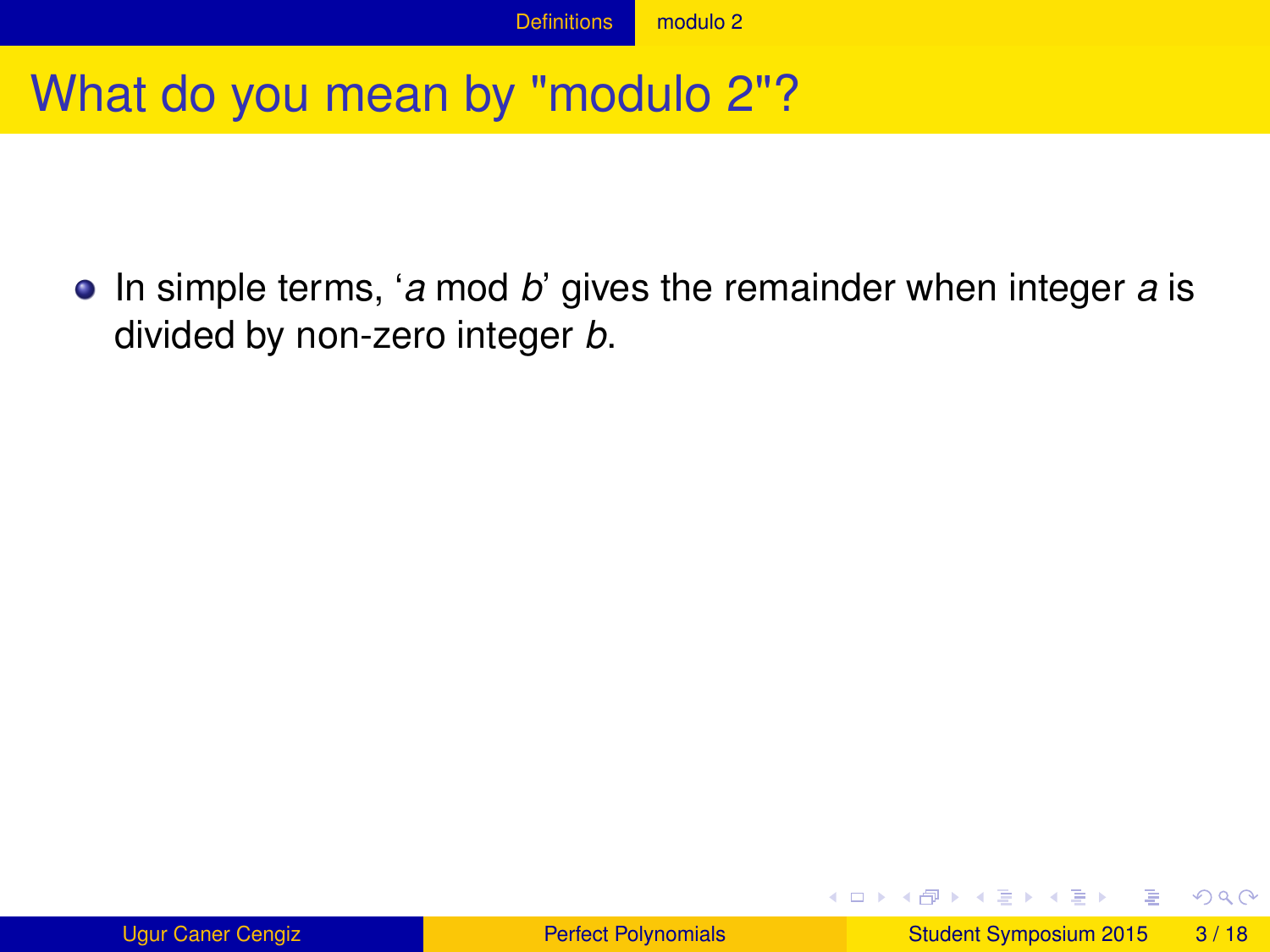# What do you mean by "modulo 2"?

- In simple terms, '$a$ mod $b$' gives the remainder when integer $a$ is divided by non-zero integer $b$.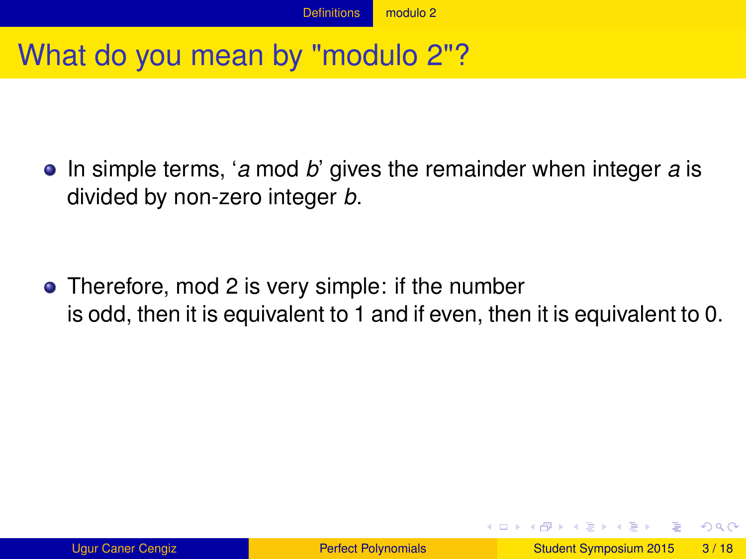# What do you mean by "modulo 2"?

- In simple terms, '$a$ mod $b$' gives the remainder when integer $a$ is divided by non-zero integer $b$.

- Therefore, mod 2 is very simple: if the number is odd, then it is equivalent to 1 and if even, then it is equivalent to 0.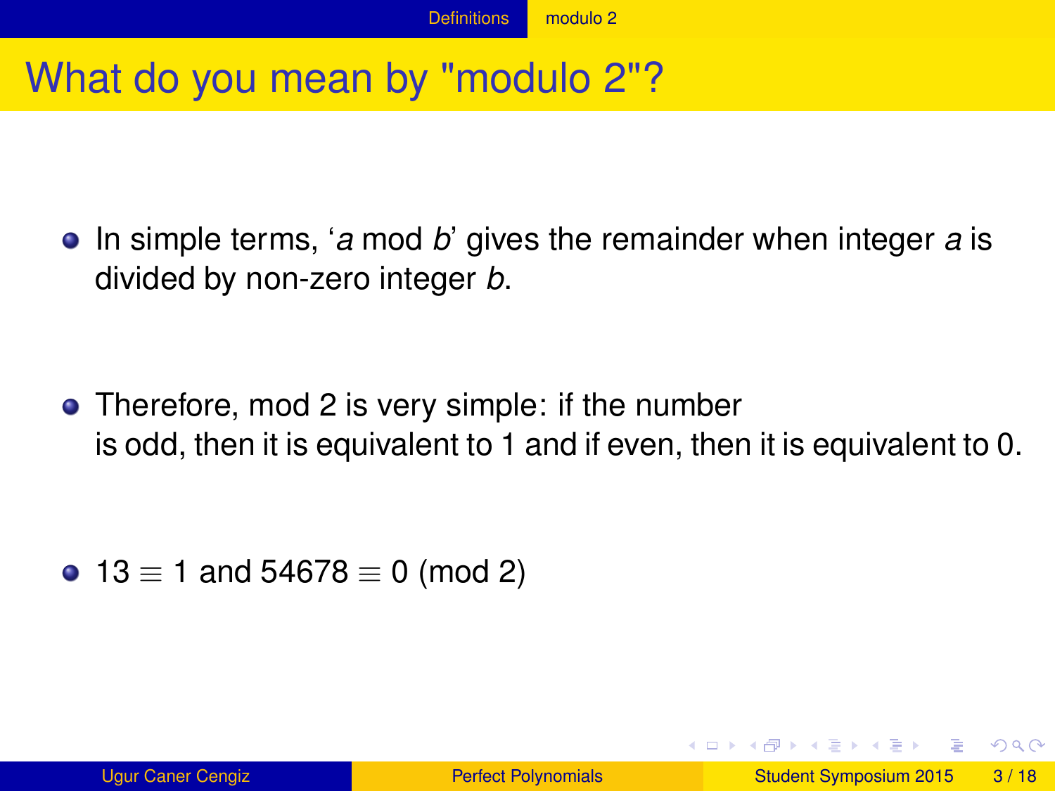# What do you mean by "modulo 2"?

- In simple terms, '$a$ mod $b$' gives the remainder when integer $a$ is divided by non-zero integer $b$.
- Therefore, mod 2 is very simple: if the number is odd, then it is equivalent to 1 and if even, then it is equivalent to 0.
- $13 \equiv 1$ and $54678 \equiv 0 \pmod{2}$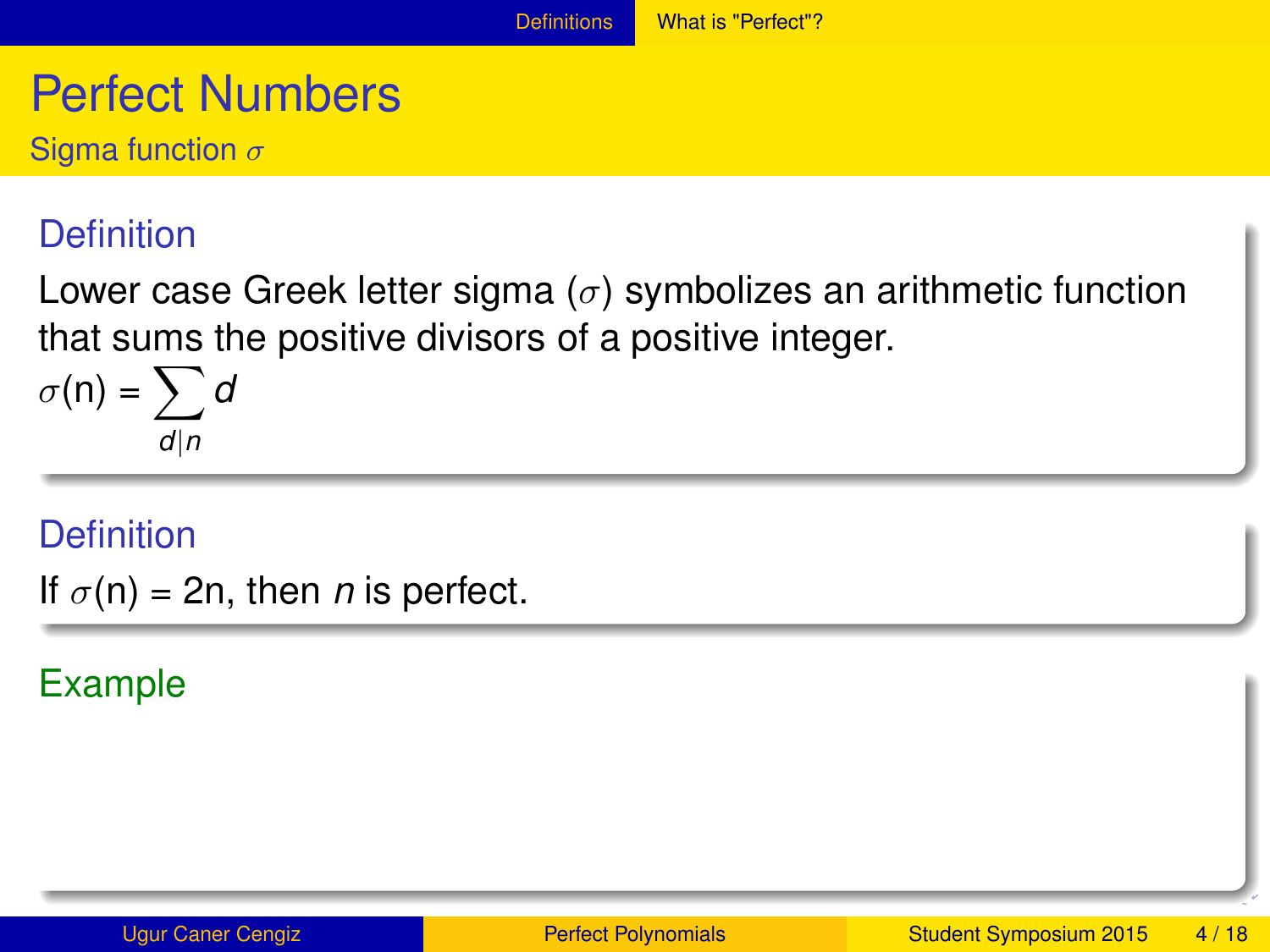# Perfect Numbers

## Sigma function $\sigma$

### Definition

Lower case Greek letter sigma ($\sigma$) symbolizes an arithmetic function that sums the positive divisors of a positive integer.

$$\sigma(n) = \sum_{d|n} d$$

### Definition

If $\sigma(n) = 2n$, then $n$ is perfect.

### Example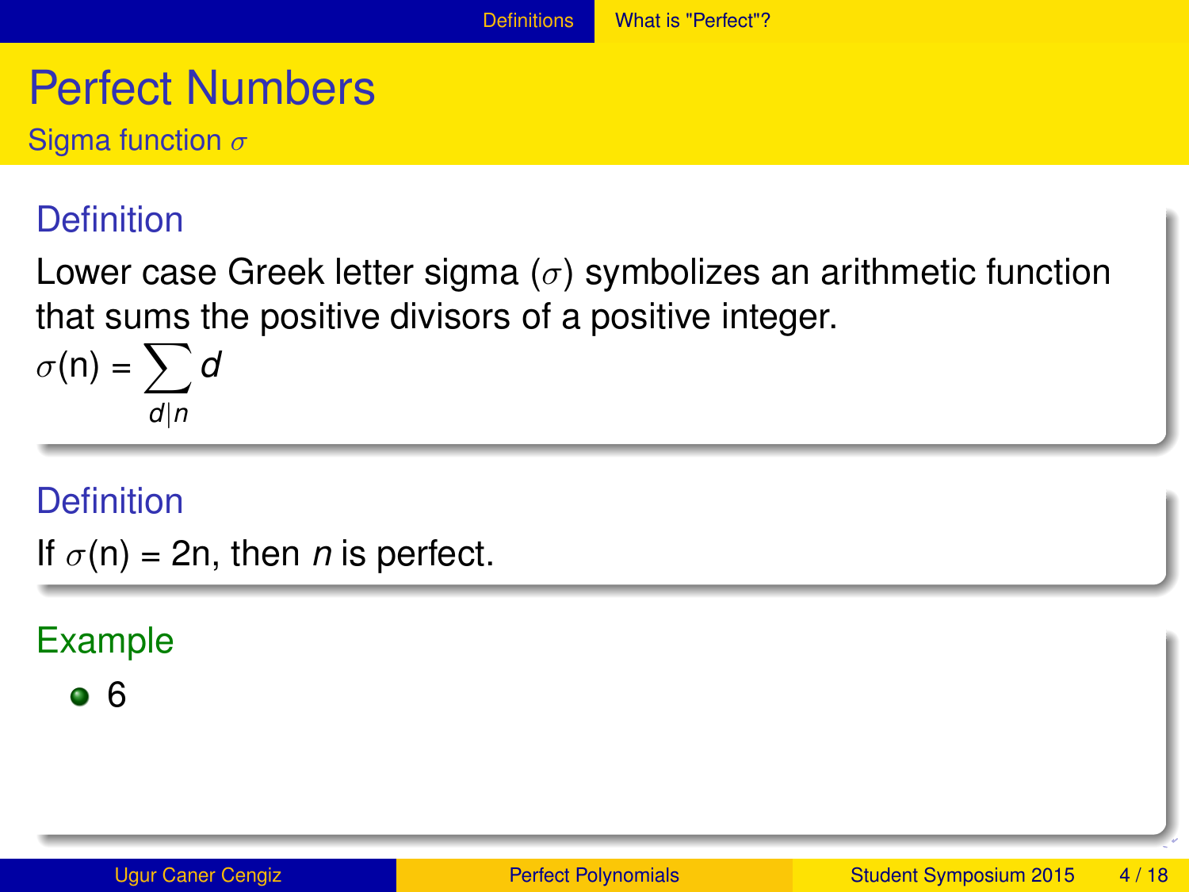# Perfect Numbers

## Sigma function $\sigma$

### Definition

Lower case Greek letter sigma ($\sigma$) symbolizes an arithmetic function that sums the positive divisors of a positive integer.

$$\sigma(n) = \sum_{d|n} d$$

### Definition

If $\sigma(n) = 2n$, then $n$ is perfect.

### Example

- 6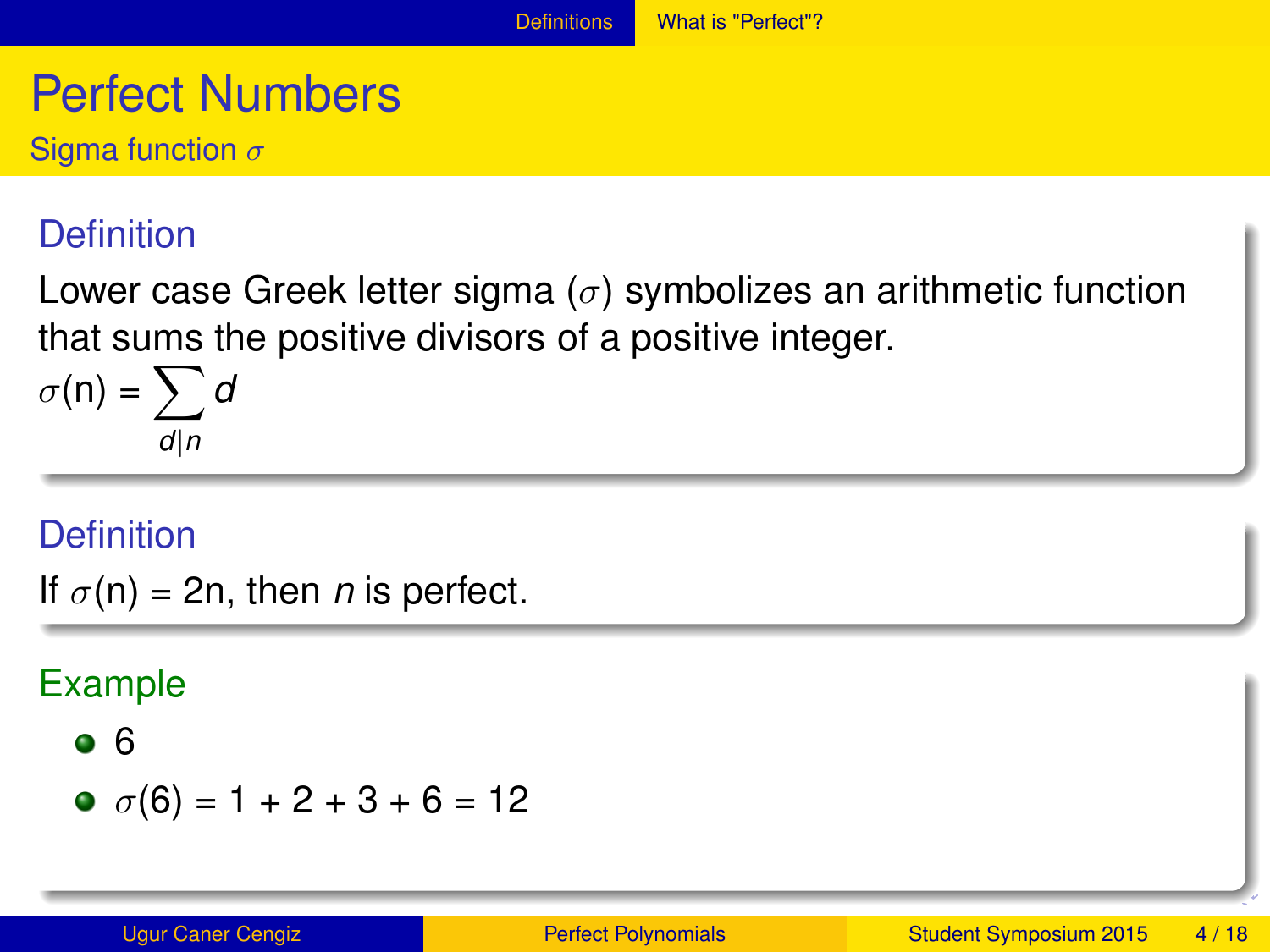# Perfect Numbers

## Sigma function $\sigma$

### Definition

Lower case Greek letter sigma ($\sigma$) symbolizes an arithmetic function that sums the positive divisors of a positive integer.

$$\sigma(n) = \sum_{d|n} d$$

### Definition

If $\sigma(n) = 2n$, then $n$ is perfect.

### Example

- 6
- $\sigma(6) = 1 + 2 + 3 + 6 = 12$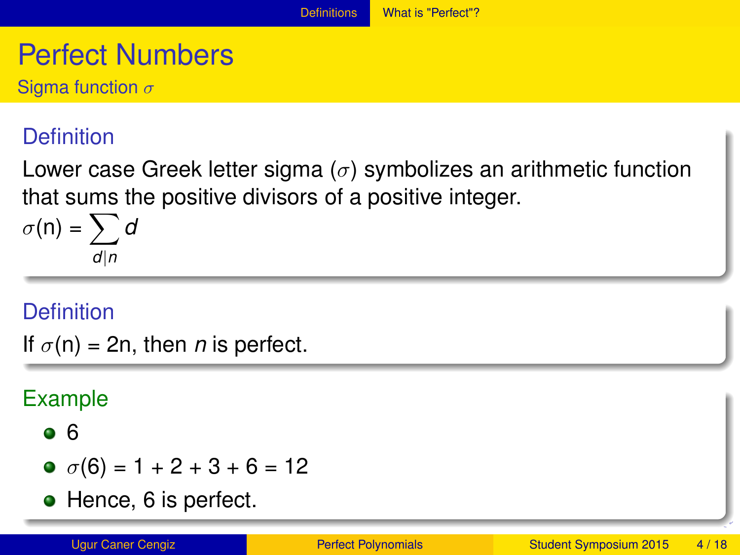# Perfect Numbers

## Sigma function $\sigma$

### Definition

Lower case Greek letter sigma ($\sigma$) symbolizes an arithmetic function that sums the positive divisors of a positive integer.

$$\sigma(n) = \sum_{d|n} d$$

### Definition

If $\sigma(n) = 2n$, then $n$ is perfect.

### Example

- 6
- $\sigma(6) = 1 + 2 + 3 + 6 = 12$
- Hence, 6 is perfect.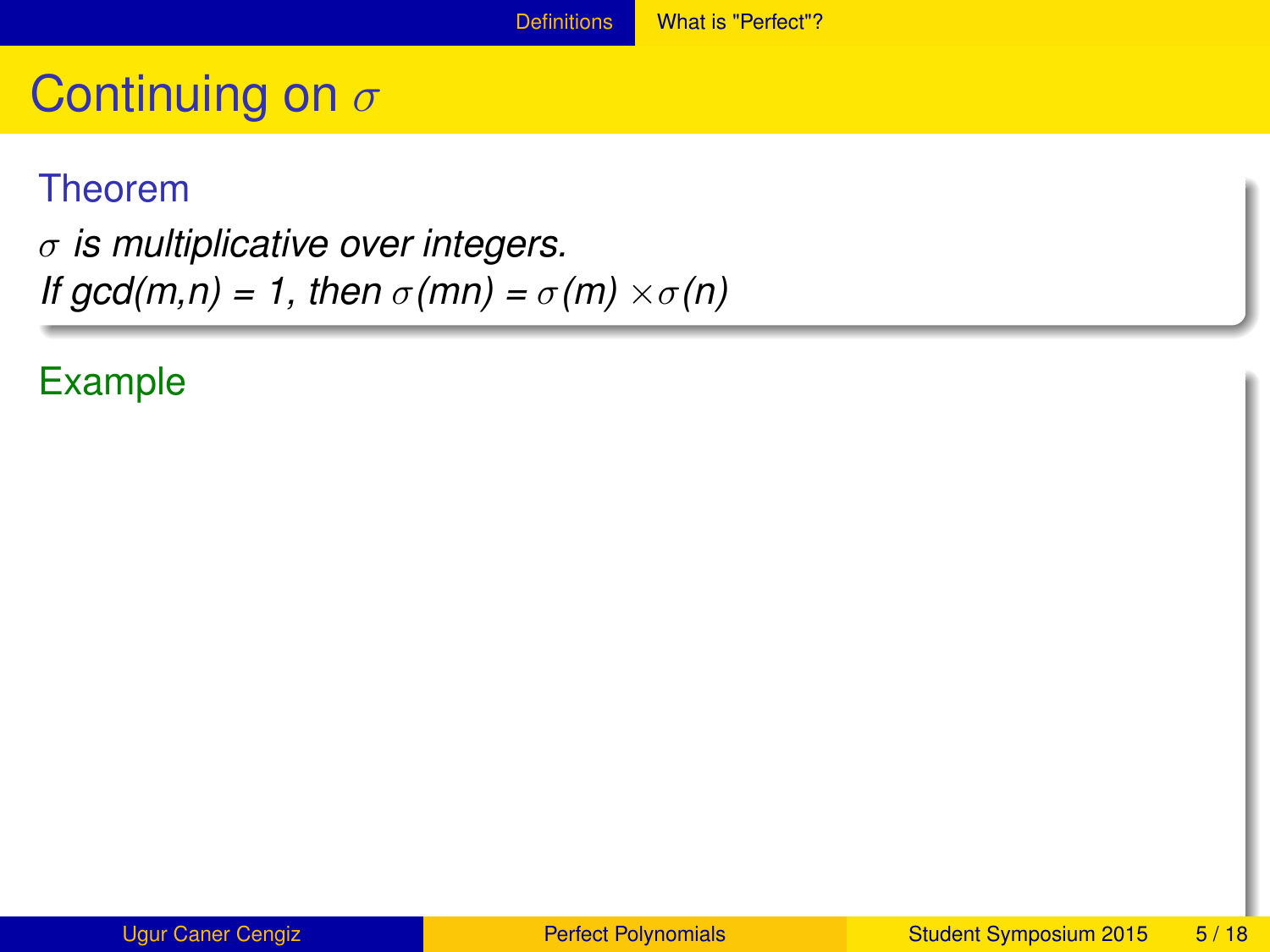# Continuing on $\sigma$

**Theorem**

*$\sigma$ is multiplicative over integers.*
*If gcd(m,n) = 1, then $\sigma(mn) = \sigma(m) \times \sigma(n)$*

**Example**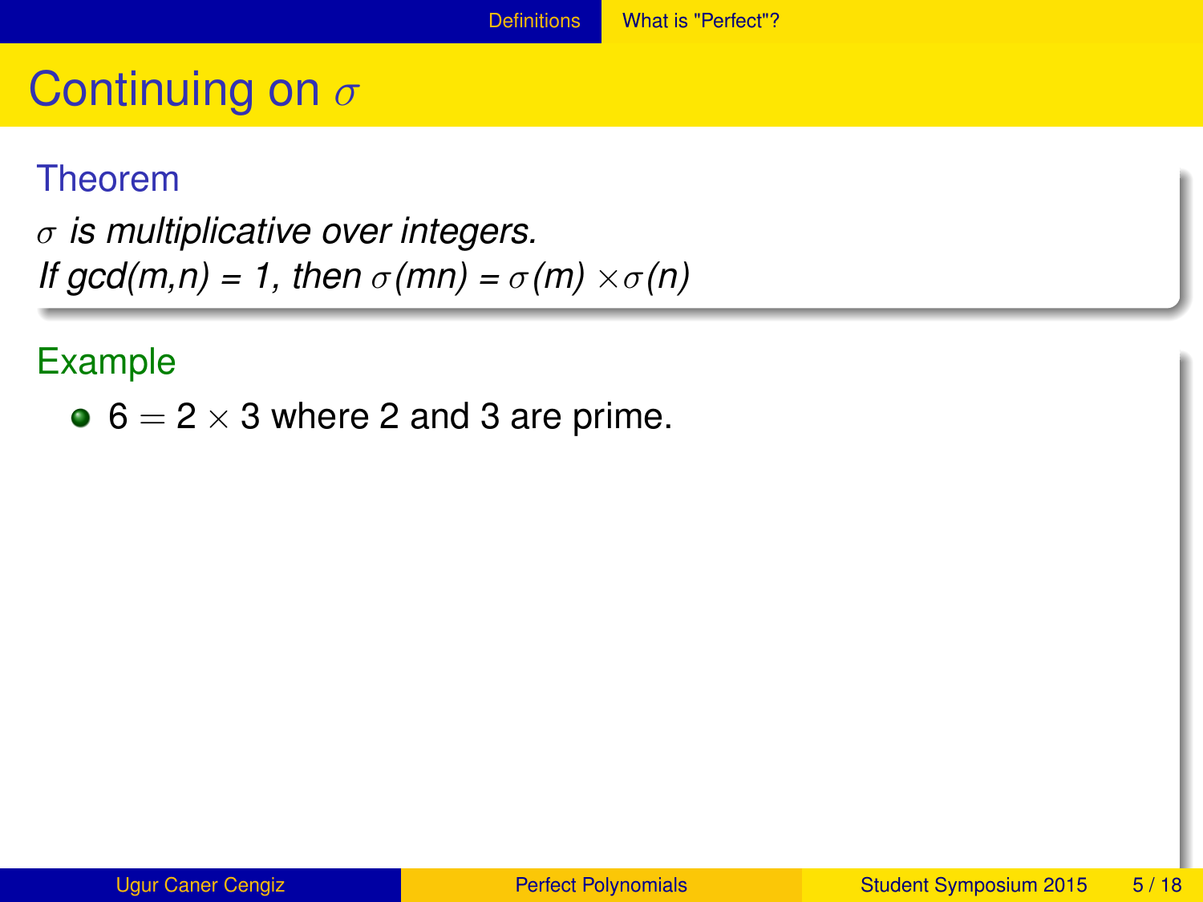# Continuing on $\sigma$

**Theorem**

*$\sigma$ is multiplicative over integers.*
*If gcd(m,n) = 1, then $\sigma(mn) = \sigma(m) \times \sigma(n)$*

**Example**

- $6 = 2 \times 3$ where 2 and 3 are prime.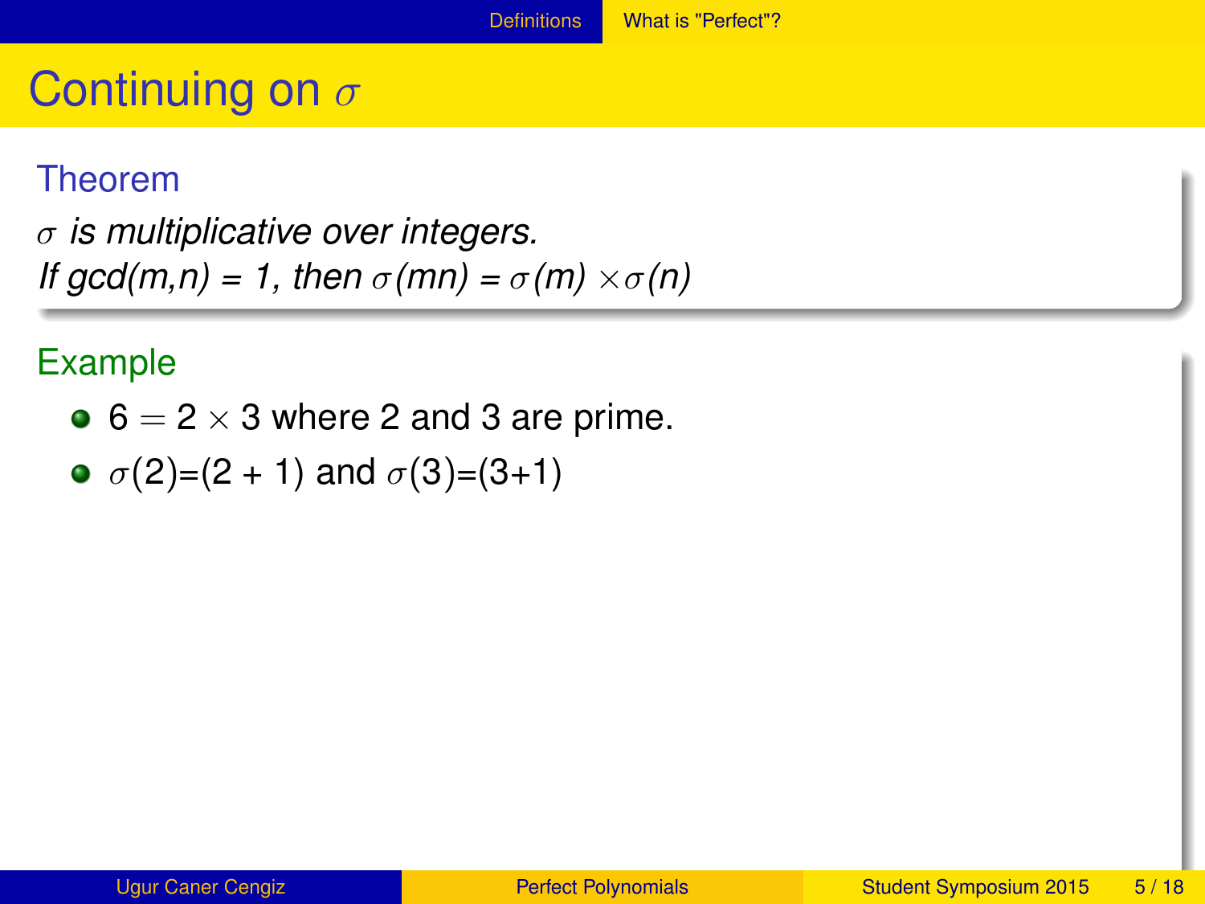# Continuing on $\sigma$

**Theorem**

*$\sigma$ is multiplicative over integers.*
*If gcd(m,n) = 1, then $\sigma(mn) = \sigma(m) \times \sigma(n)$*

**Example**

- $6 = 2 \times 3$ where 2 and 3 are prime.
- $\sigma(2)=(2+1)$ and $\sigma(3)=(3+1)$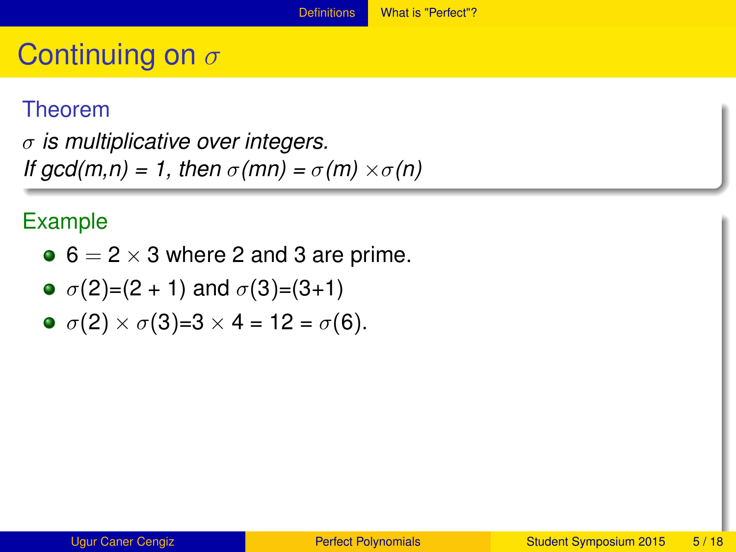# Continuing on $\sigma$

**Theorem**

*$\sigma$ is multiplicative over integers.*
*If gcd(m,n) = 1, then $\sigma(mn) = \sigma(m) \times \sigma(n)$*

**Example**

- $6 = 2 \times 3$ where 2 and 3 are prime.
- $\sigma(2)=(2 + 1)$ and $\sigma(3)=(3+1)$
- $\sigma(2) \times \sigma(3)=3 \times 4 = 12 = \sigma(6)$.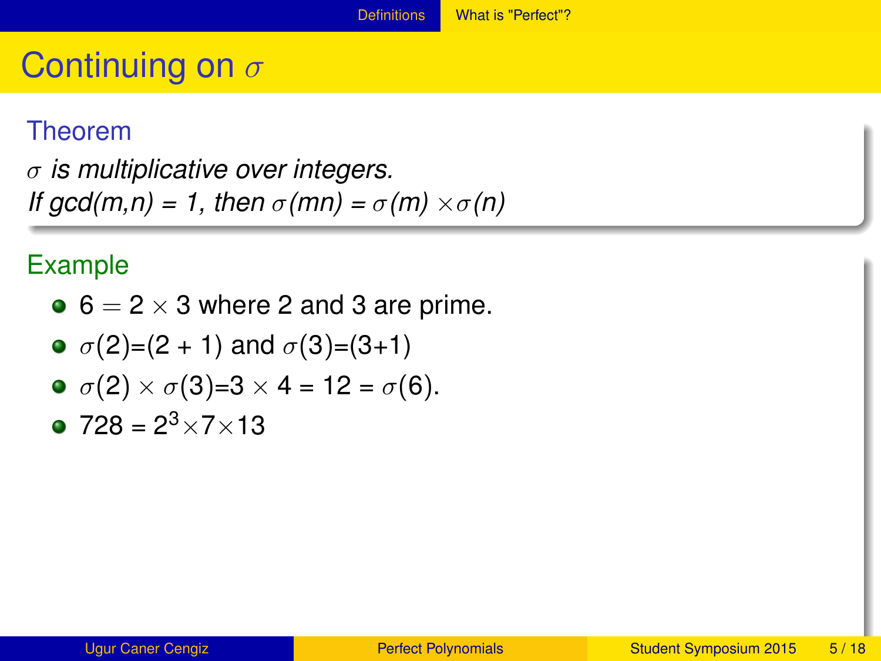# Continuing on $\sigma$

### Theorem

*$\sigma$ is multiplicative over integers.*
*If gcd(m,n) = 1, then $\sigma(mn) = \sigma(m) \times \sigma(n)$*

### Example

- $6 = 2 \times 3$ where 2 and 3 are prime.
- $\sigma(2)=(2 + 1)$ and $\sigma(3)=(3+1)$
- $\sigma(2) \times \sigma(3)=3 \times 4 = 12 = \sigma(6)$.
- $728 = 2^3 \times 7 \times 13$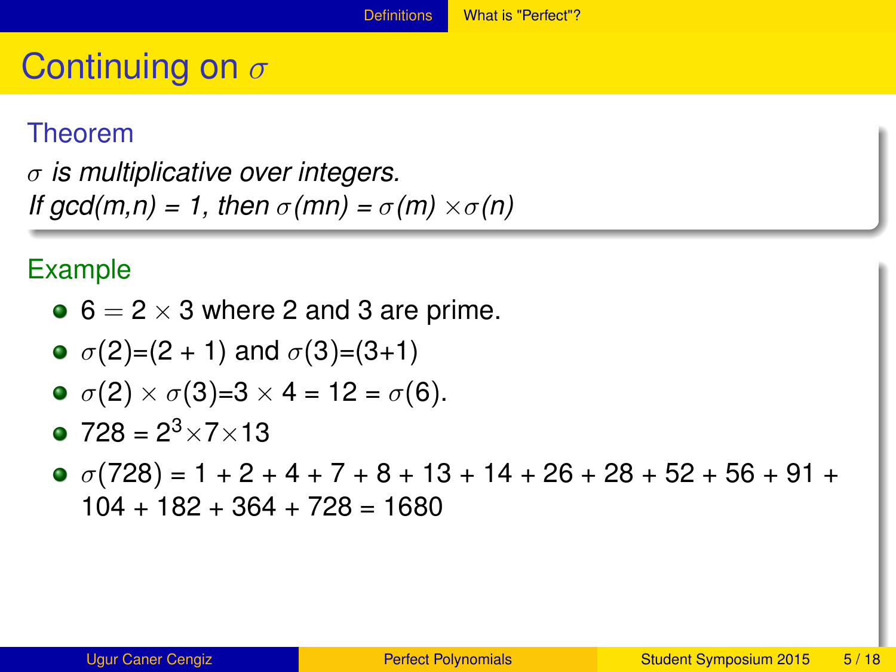# Continuing on $\sigma$

**Theorem**

*$\sigma$ is multiplicative over integers.*
*If gcd(m,n) = 1, then $\sigma(mn) = \sigma(m) \times \sigma(n)$*

**Example**

- $6 = 2 \times 3$ where 2 and 3 are prime.
- $\sigma(2)=(2 + 1)$ and $\sigma(3)=(3+1)$
- $\sigma(2) \times \sigma(3)=3 \times 4 = 12 = \sigma(6)$.
- $728 = 2^3 \times 7 \times 13$
- $\sigma(728) = 1 + 2 + 4 + 7 + 8 + 13 + 14 + 26 + 28 + 52 + 56 + 91 + 104 + 182 + 364 + 728 = 1680$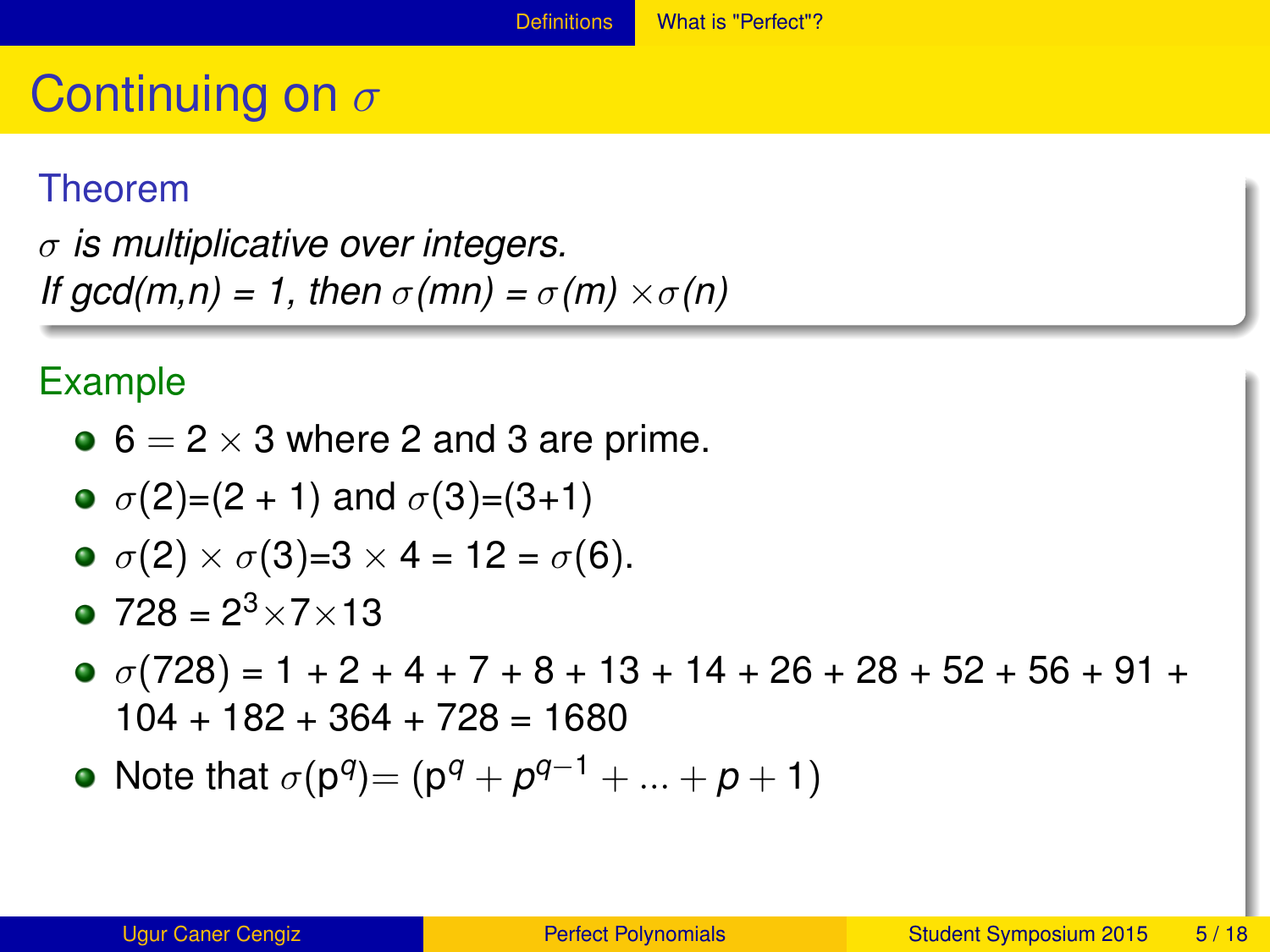# Continuing on $\sigma$

**Theorem**

*$\sigma$ is multiplicative over integers.*
*If gcd(m,n) = 1, then $\sigma(mn) = \sigma(m) \times \sigma(n)$*

**Example**

- $6 = 2 \times 3$ where 2 and 3 are prime.
- $\sigma(2)=(2+1)$ and $\sigma(3)=(3+1)$
- $\sigma(2) \times \sigma(3)=3 \times 4 = 12 = \sigma(6)$.
- $728 = 2^3 \times 7 \times 13$
- $\sigma(728) = 1 + 2 + 4 + 7 + 8 + 13 + 14 + 26 + 28 + 52 + 56 + 91 + 104 + 182 + 364 + 728 = 1680$
- Note that $\sigma(p^q) = (p^q + p^{q-1} + ... + p + 1)$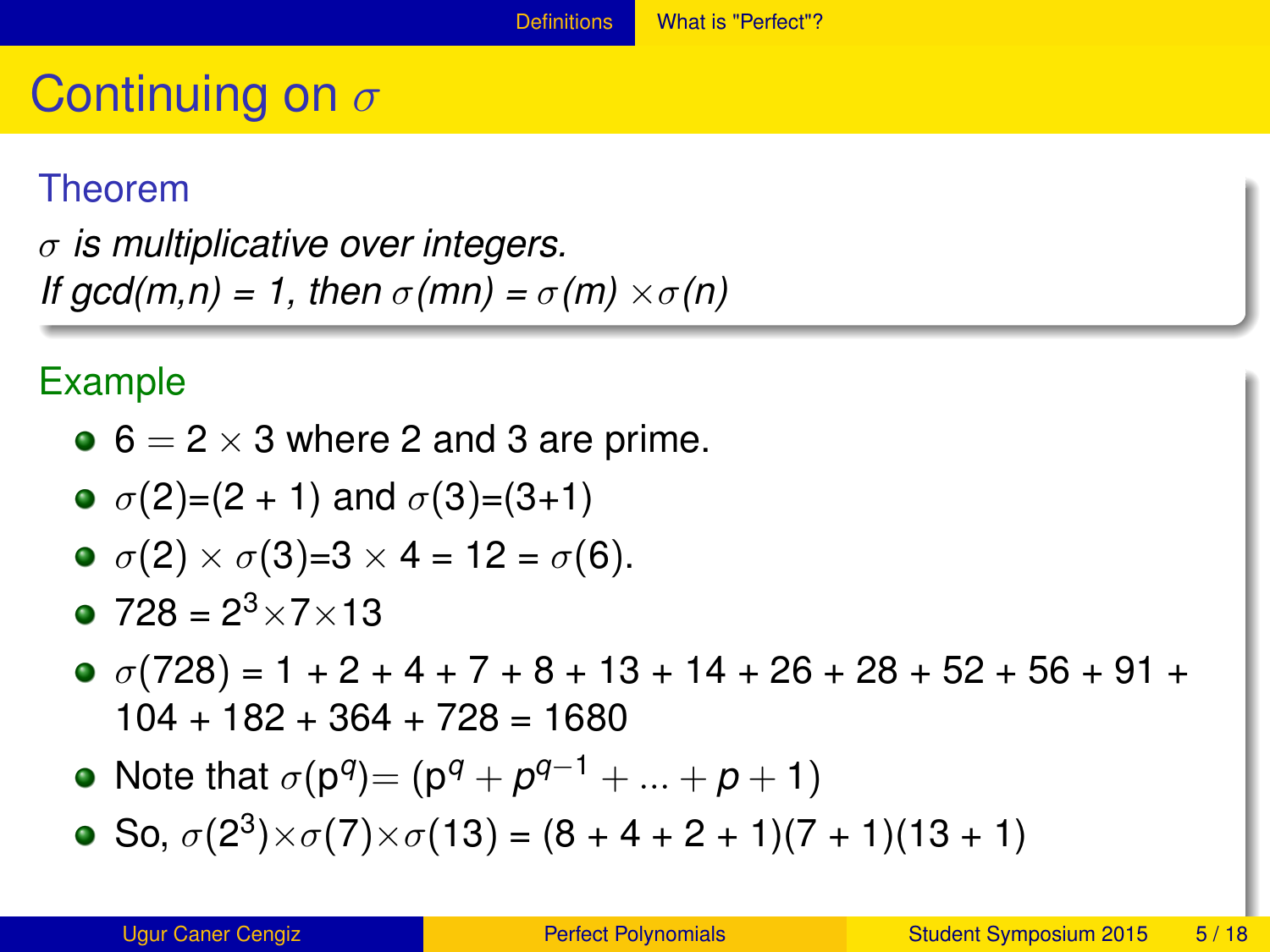# Continuing on $\sigma$

### Theorem

*$\sigma$ is multiplicative over integers.*
*If gcd(m,n) = 1, then $\sigma(mn) = \sigma(m) \times \sigma(n)$*

### Example

- $6 = 2 \times 3$ where 2 and 3 are prime.
- $\sigma(2)=(2 + 1)$ and $\sigma(3)=(3+1)$
- $\sigma(2) \times \sigma(3)=3 \times 4 = 12 = \sigma(6)$.
- $728 = 2^3 \times 7 \times 13$
- $\sigma(728) = 1 + 2 + 4 + 7 + 8 + 13 + 14 + 26 + 28 + 52 + 56 + 91 + 104 + 182 + 364 + 728 = 1680$
- Note that $\sigma(p^q) = (p^q + p^{q-1} + ... + p + 1)$
- So, $\sigma(2^3) \times \sigma(7) \times \sigma(13) = (8 + 4 + 2 + 1)(7 + 1)(13 + 1)$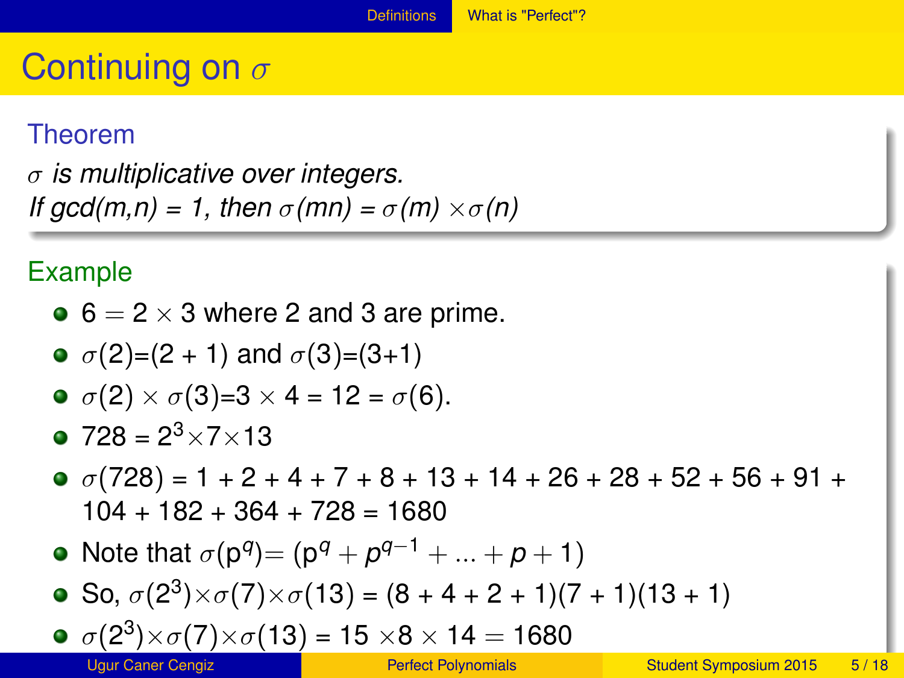# Continuing on $\sigma$

**Theorem**

*$\sigma$ is multiplicative over integers.*
*If gcd(m,n) = 1, then $\sigma(mn) = \sigma(m) \times \sigma(n)$*

**Example**

- $6 = 2 \times 3$ where 2 and 3 are prime.
- $\sigma(2)=(2+1)$ and $\sigma(3)=(3+1)$
- $\sigma(2) \times \sigma(3) = 3 \times 4 = 12 = \sigma(6)$.
- $728 = 2^3 \times 7 \times 13$
- $\sigma(728) = 1 + 2 + 4 + 7 + 8 + 13 + 14 + 26 + 28 + 52 + 56 + 91 + 104 + 182 + 364 + 728 = 1680$
- Note that $\sigma(p^q) = (p^q + p^{q-1} + ... + p + 1)$
- So, $\sigma(2^3) \times \sigma(7) \times \sigma(13) = (8 + 4 + 2 + 1)(7 + 1)(13 + 1)$
- $\sigma(2^3) \times \sigma(7) \times \sigma(13) = 15 \times 8 \times 14 = 1680$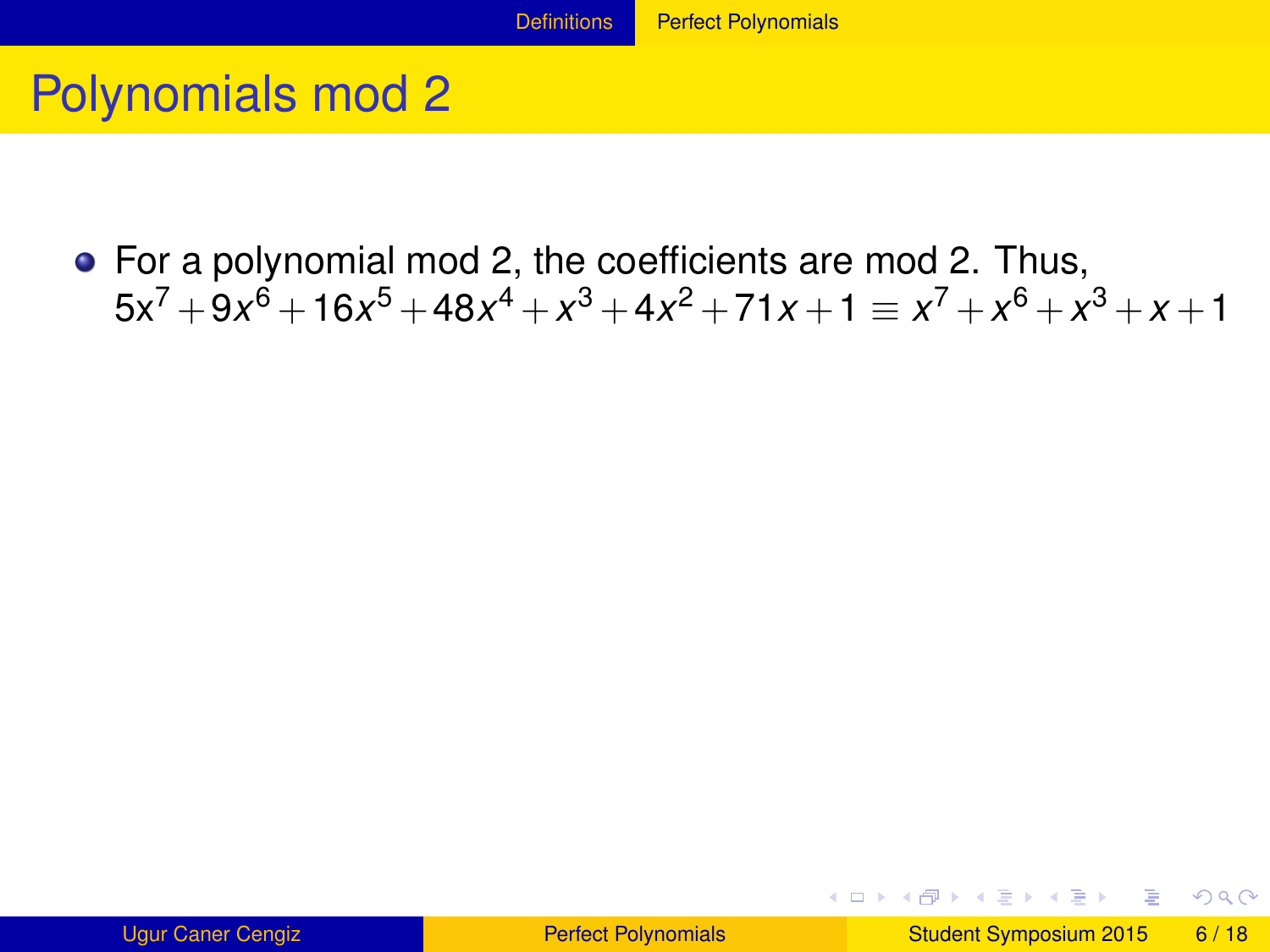# Polynomials mod 2

- For a polynomial mod 2, the coefficients are mod 2. Thus, $5x^7 + 9x^6 + 16x^5 + 48x^4 + x^3 + 4x^2 + 71x + 1 \equiv x^7 + x^6 + x^3 + x + 1$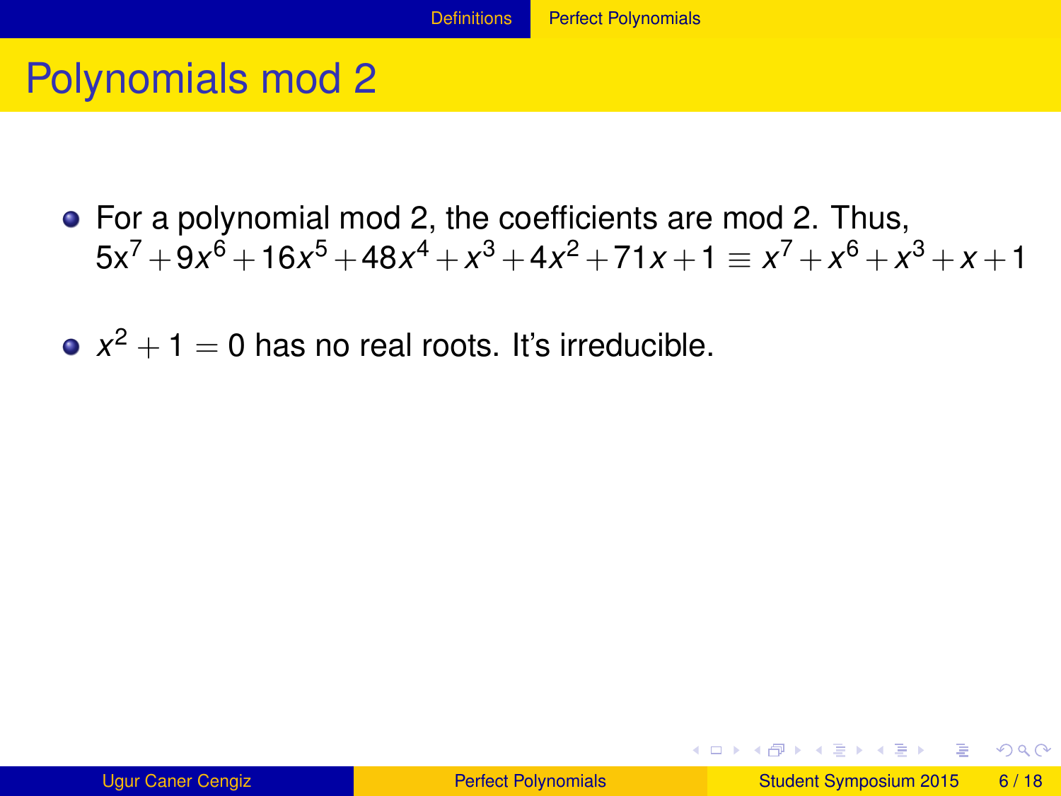# Polynomials mod 2

- For a polynomial mod 2, the coefficients are mod 2. Thus, $5x^7 + 9x^6 + 16x^5 + 48x^4 + x^3 + 4x^2 + 71x + 1 \equiv x^7 + x^6 + x^3 + x + 1$
- $x^2 + 1 = 0$ has no real roots. It's irreducible.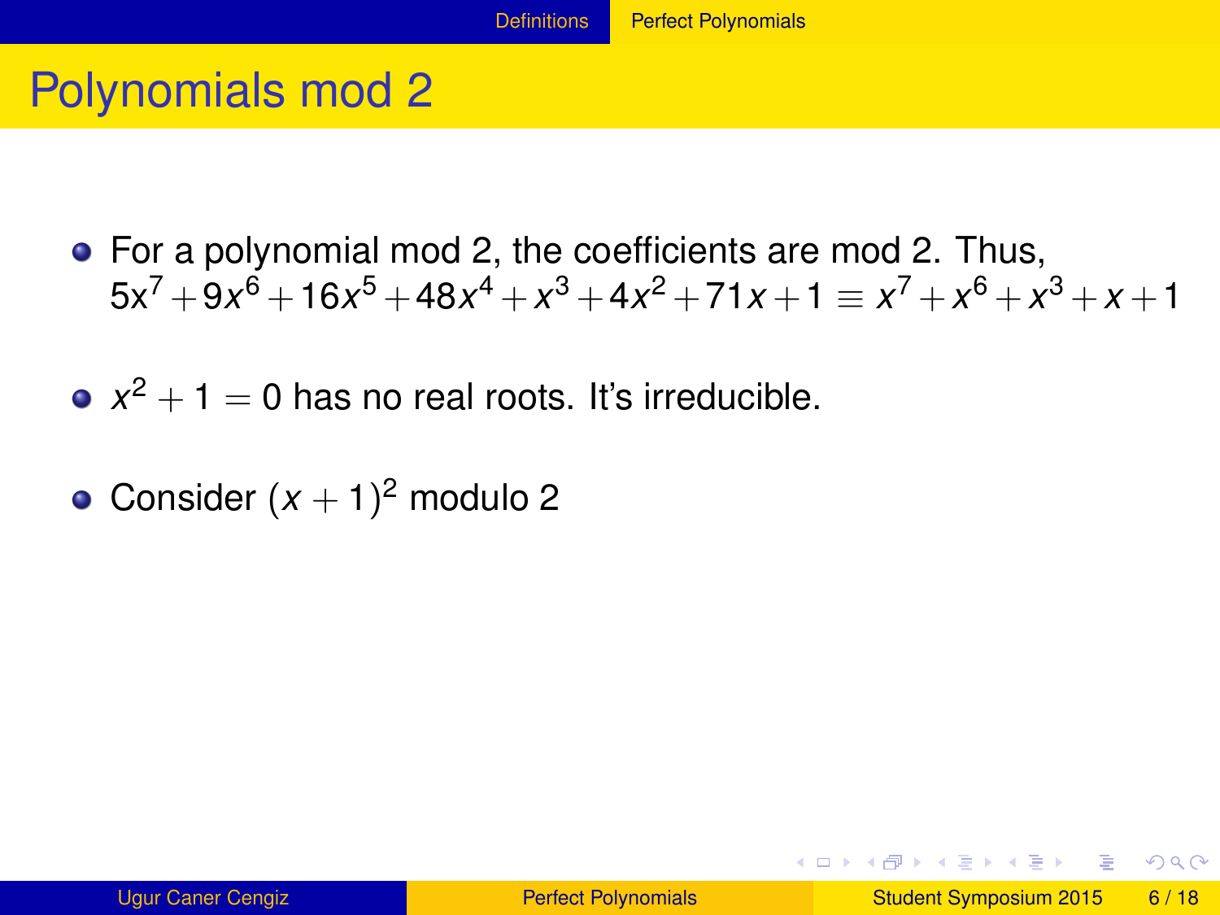# Polynomials mod 2

- For a polynomial mod 2, the coefficients are mod 2. Thus, $5x^7 + 9x^6 + 16x^5 + 48x^4 + x^3 + 4x^2 + 71x + 1 \equiv x^7 + x^6 + x^3 + x + 1$
- $x^2 + 1 = 0$ has no real roots. It's irreducible.
- Consider $(x + 1)^2$ modulo 2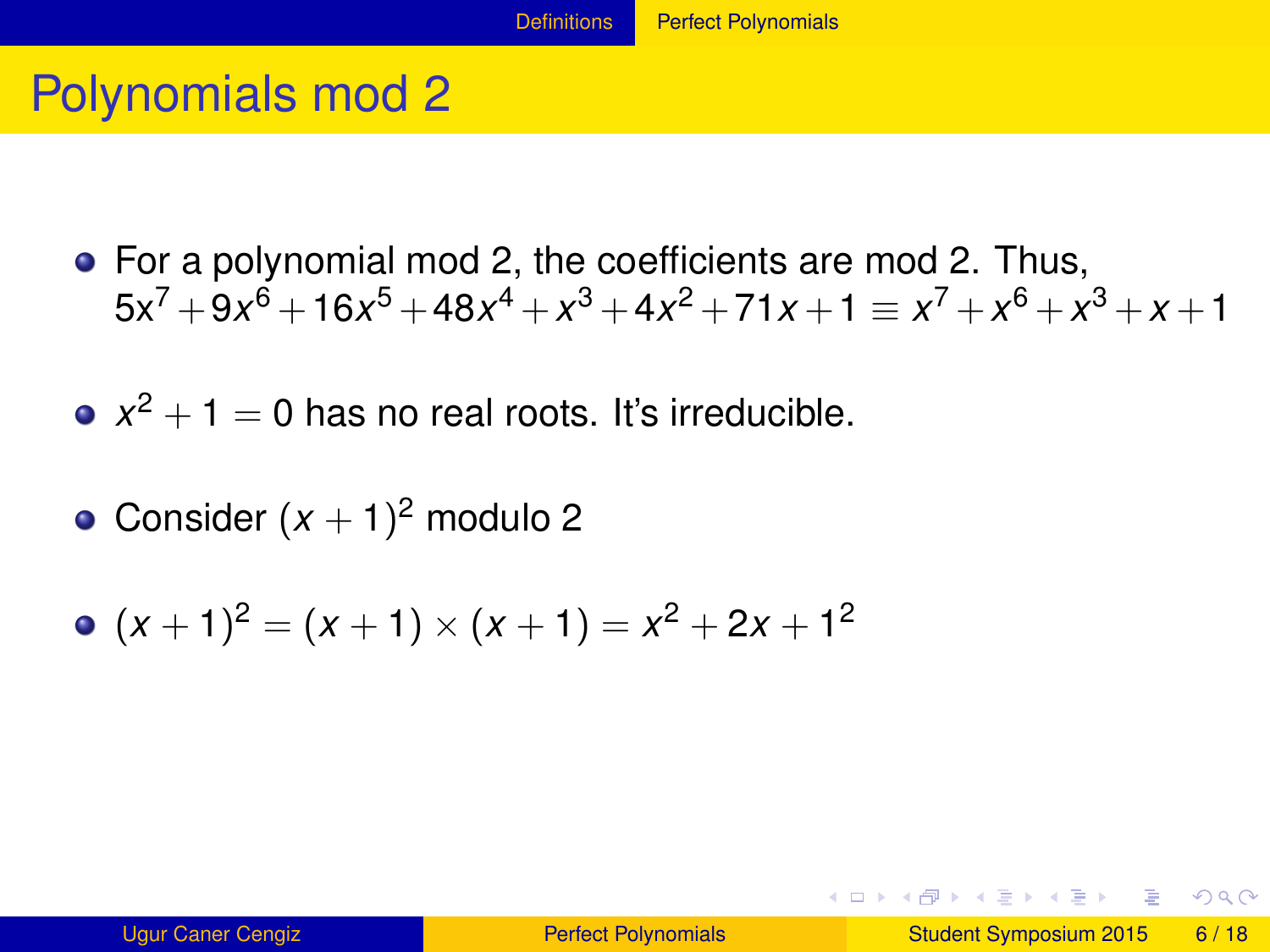# Polynomials mod 2

- For a polynomial mod 2, the coefficients are mod 2. Thus, $5x^7 + 9x^6 + 16x^5 + 48x^4 + x^3 + 4x^2 + 71x + 1 \equiv x^7 + x^6 + x^3 + x + 1$
- $x^2 + 1 = 0$ has no real roots. It's irreducible.
- Consider $(x + 1)^2$ modulo 2
- $(x + 1)^2 = (x + 1) \times (x + 1) = x^2 + 2x + 1^2$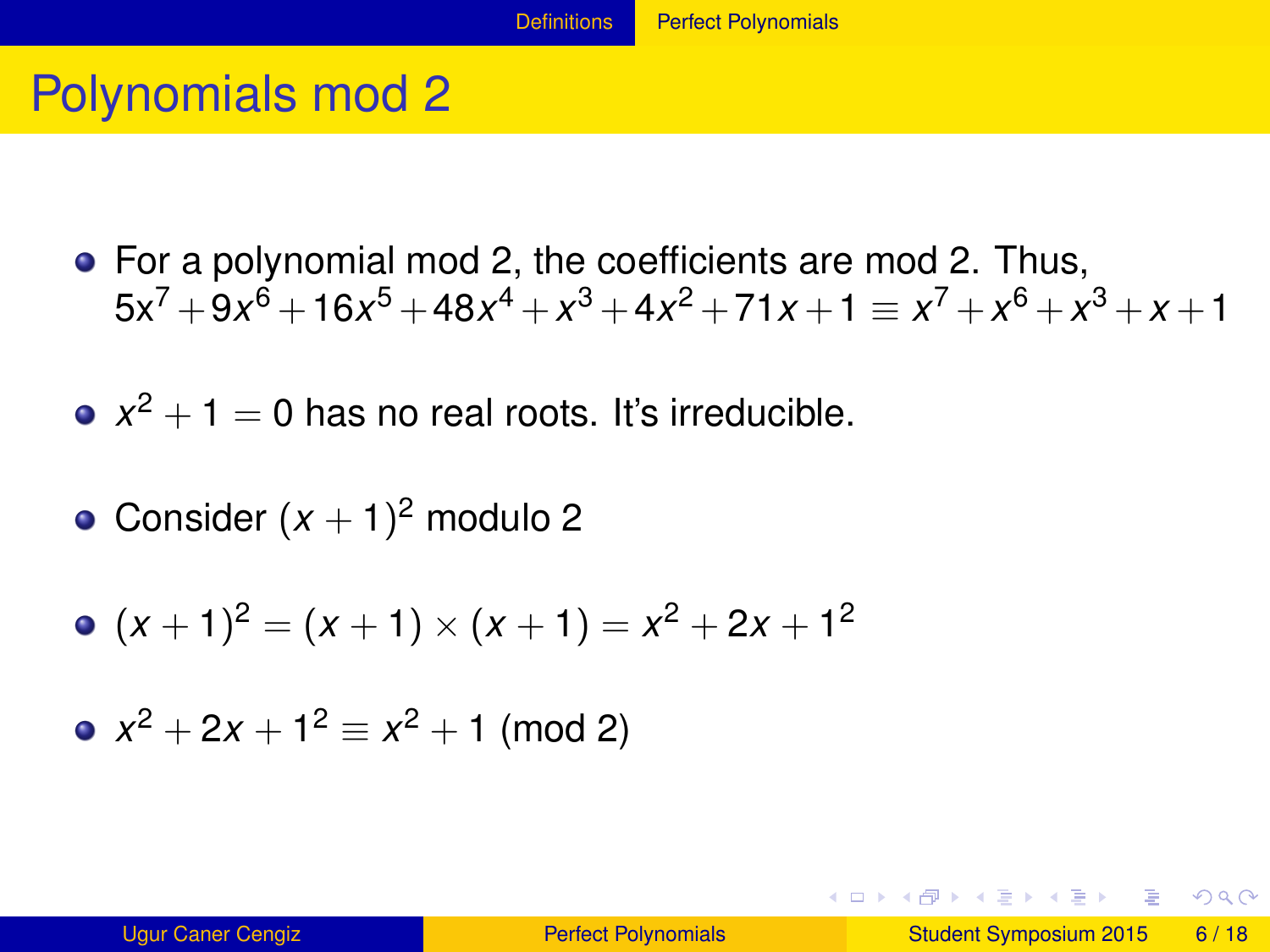# Polynomials mod 2

- For a polynomial mod 2, the coefficients are mod 2. Thus, $5x^7 + 9x^6 + 16x^5 + 48x^4 + x^3 + 4x^2 + 71x + 1 \equiv x^7 + x^6 + x^3 + x + 1$
- $x^2 + 1 = 0$ has no real roots. It's irreducible.
- Consider $(x+1)^2$ modulo 2
- $(x+1)^2 = (x+1) \times (x+1) = x^2 + 2x + 1^2$
- $x^2 + 2x + 1^2 \equiv x^2 + 1 \pmod{2}$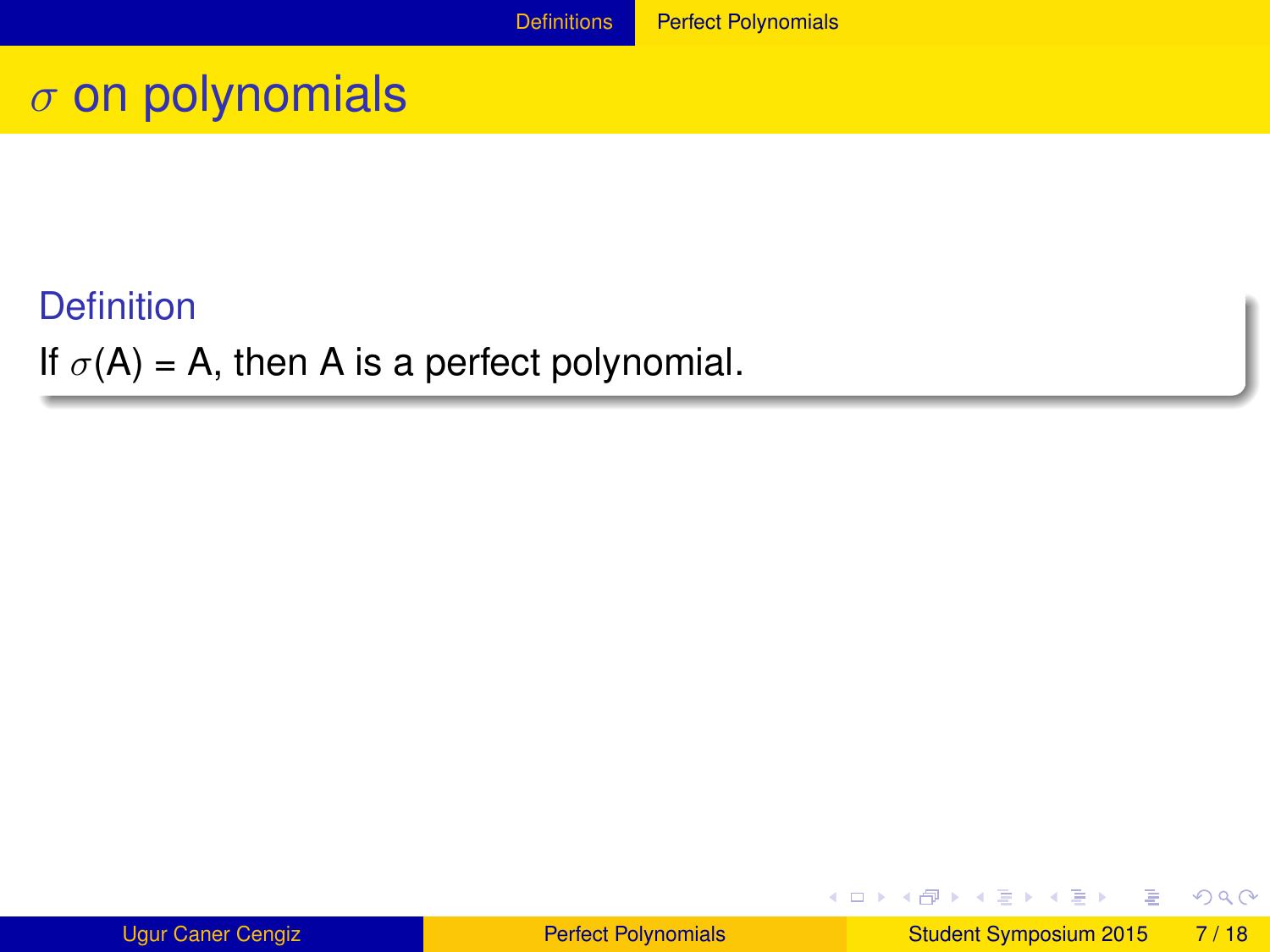# $\sigma$ on polynomials

**Definition**

If $\sigma(A) = A$, then A is a perfect polynomial.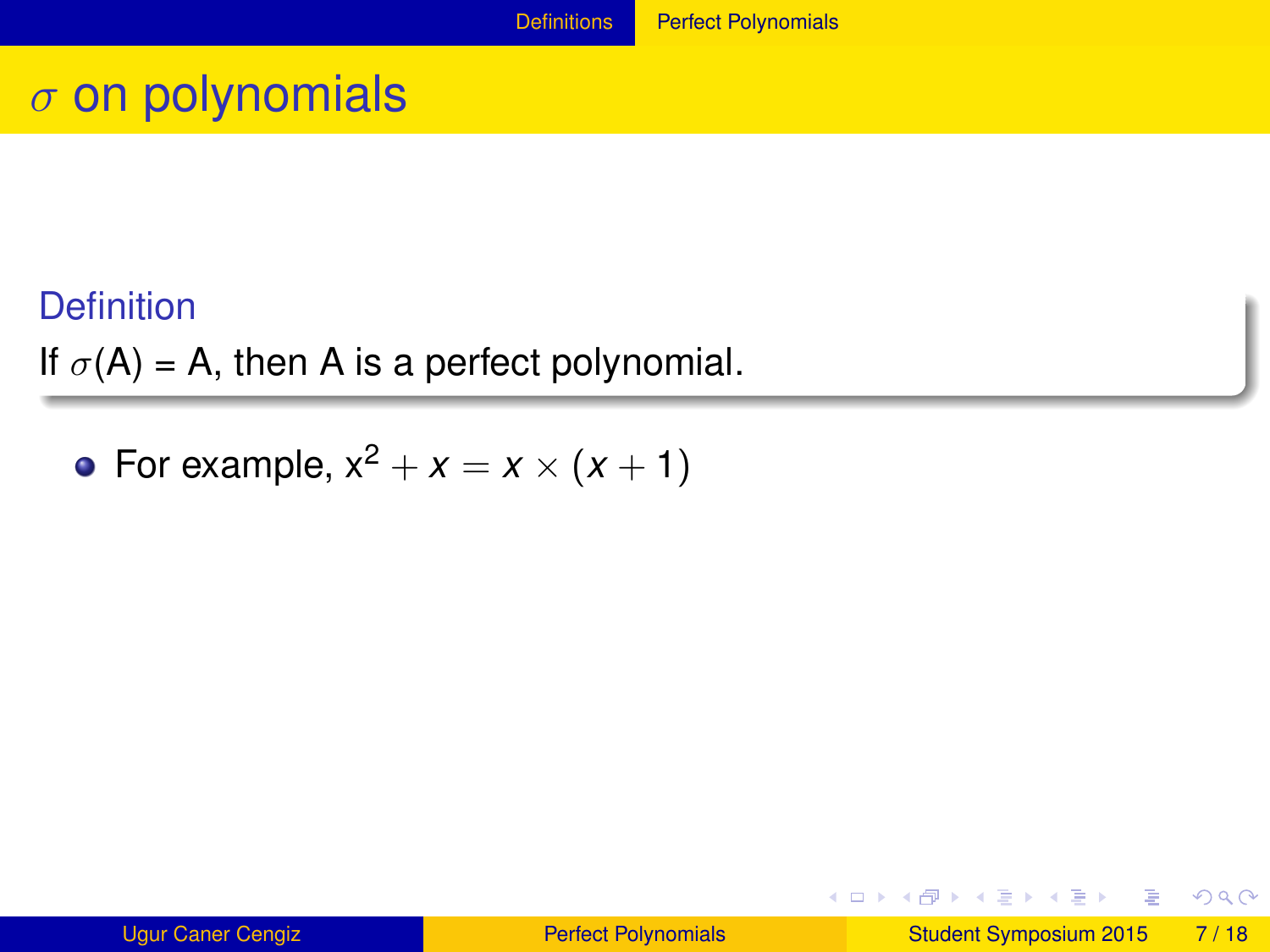# $\sigma$ on polynomials

**Definition**

If $\sigma(A) = A$, then A is a perfect polynomial.

- For example, $x^2 + x = x \times (x + 1)$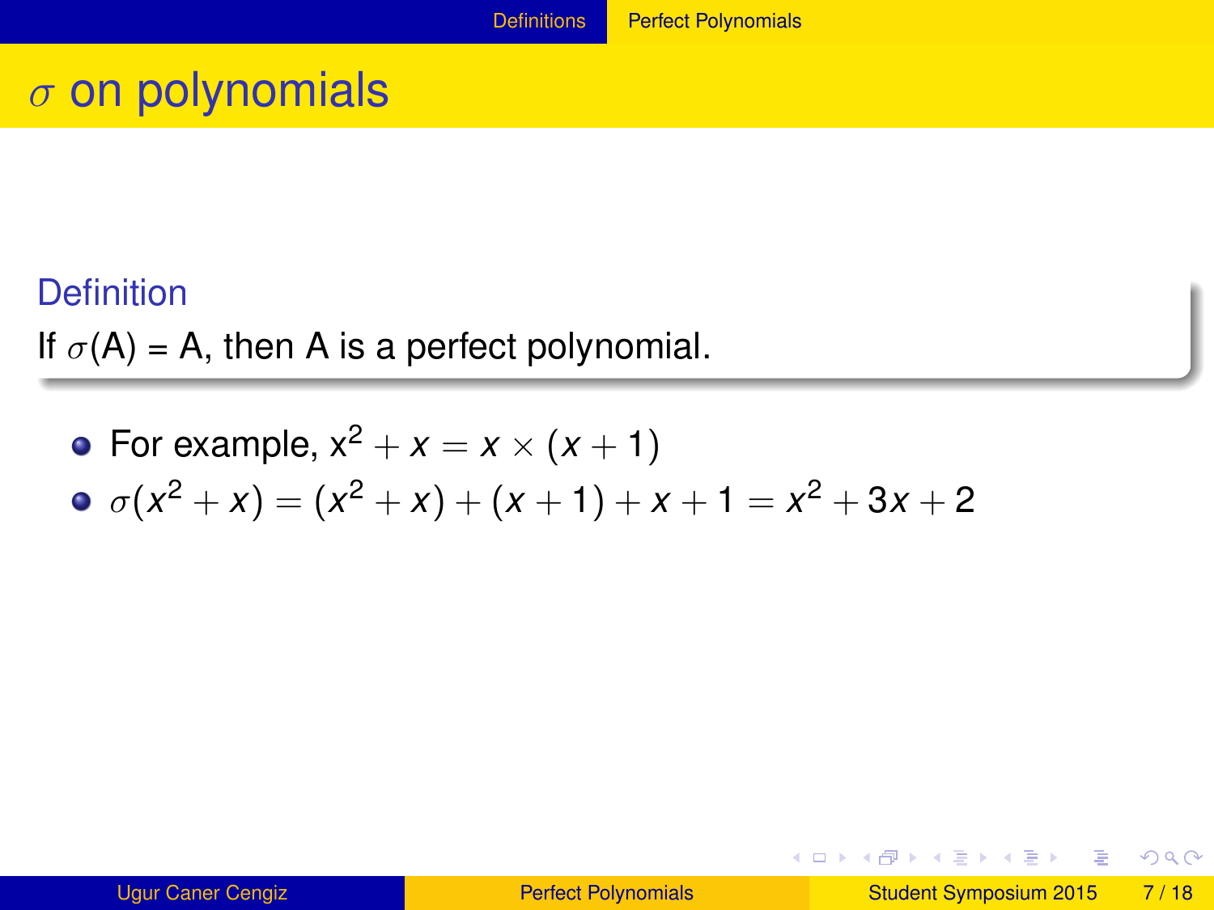# $\sigma$ on polynomials

**Definition**

If $\sigma$(A) = A, then A is a perfect polynomial.

- For example, $x^2 + x = x \times (x + 1)$
- $\sigma(x^2 + x) = (x^2 + x) + (x + 1) + x + 1 = x^2 + 3x + 2$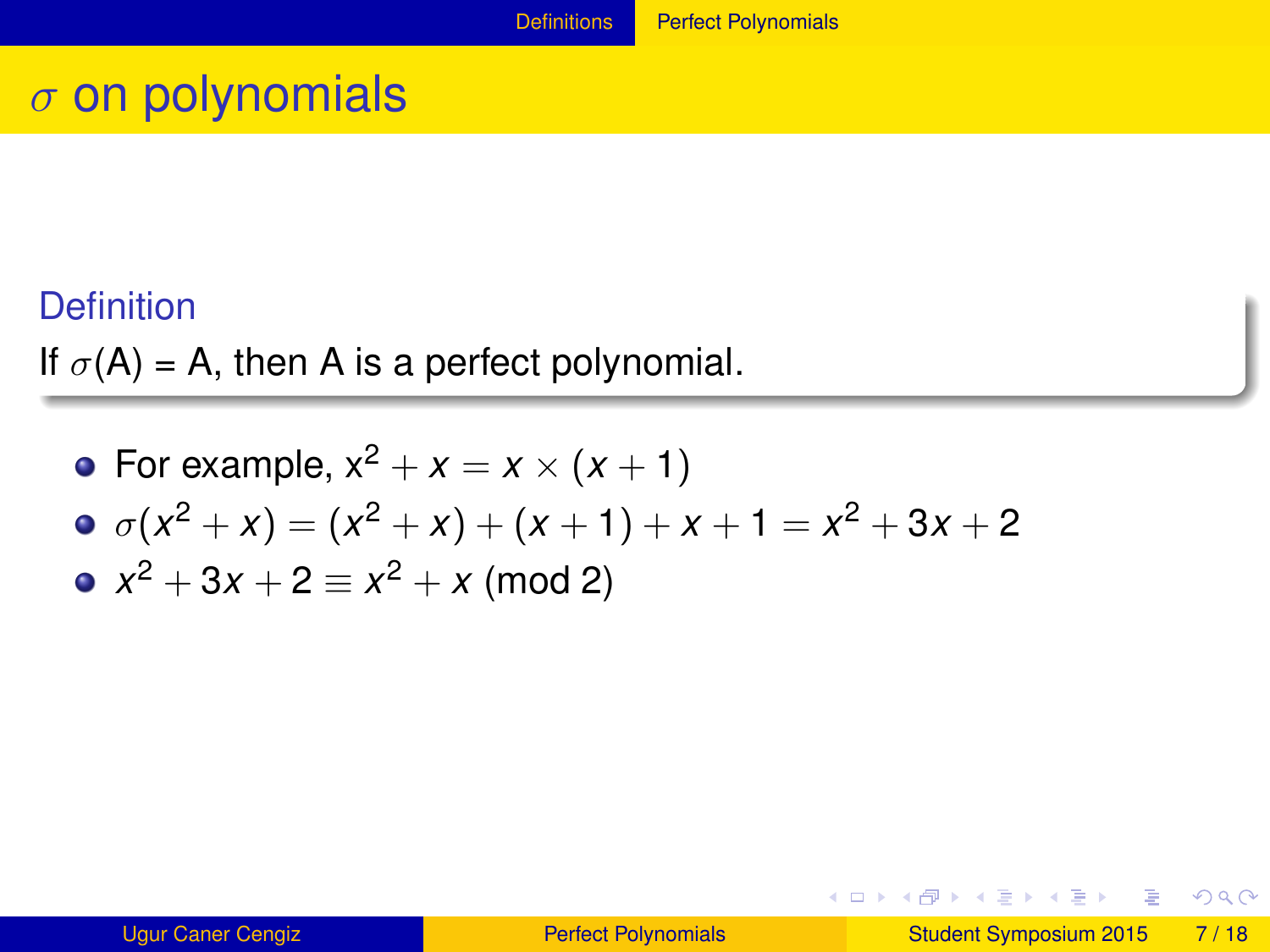# $\sigma$ on polynomials

**Definition**

If $\sigma$(A) = A, then A is a perfect polynomial.

- For example, $x^2 + x = x \times (x + 1)$
- $\sigma(x^2 + x) = (x^2 + x) + (x + 1) + x + 1 = x^2 + 3x + 2$
- $x^2 + 3x + 2 \equiv x^2 + x \pmod{2}$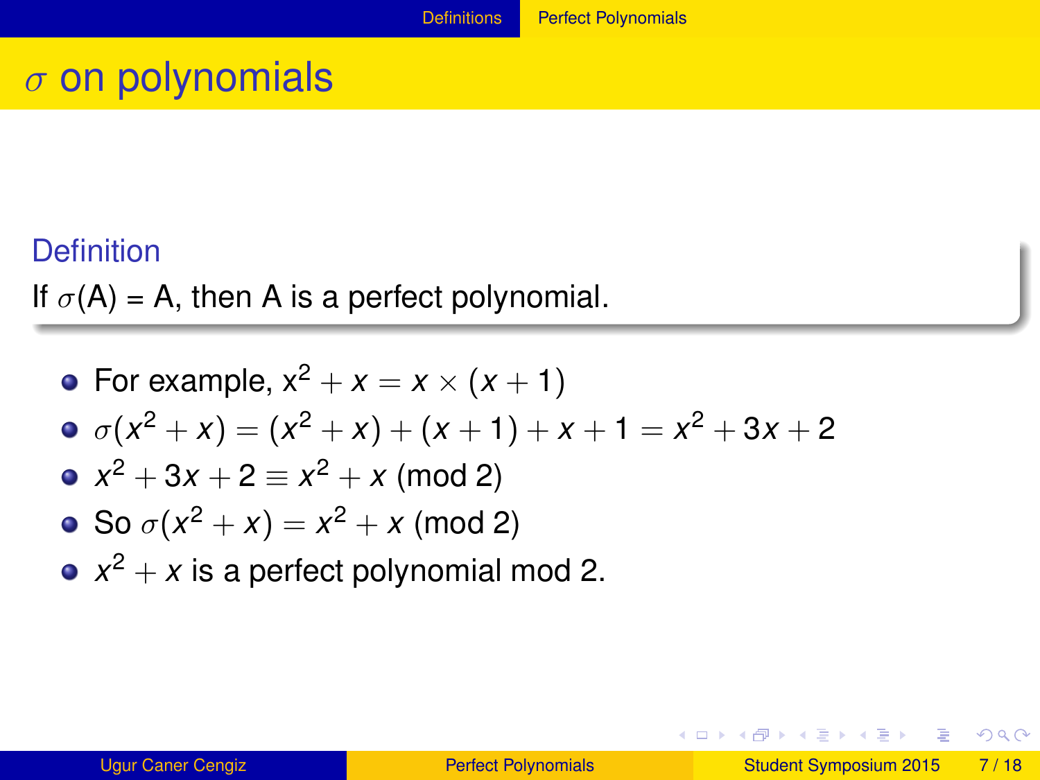# $\sigma$ on polynomials

**Definition**

If $\sigma$(A) = A, then A is a perfect polynomial.

- For example, $x^2 + x = x \times (x + 1)$
- $\sigma(x^2 + x) = (x^2 + x) + (x + 1) + x + 1 = x^2 + 3x + 2$
- $x^2 + 3x + 2 \equiv x^2 + x \pmod 2$
- So $\sigma(x^2 + x) = x^2 + x \pmod 2$
- $x^2 + x$ is a perfect polynomial mod 2.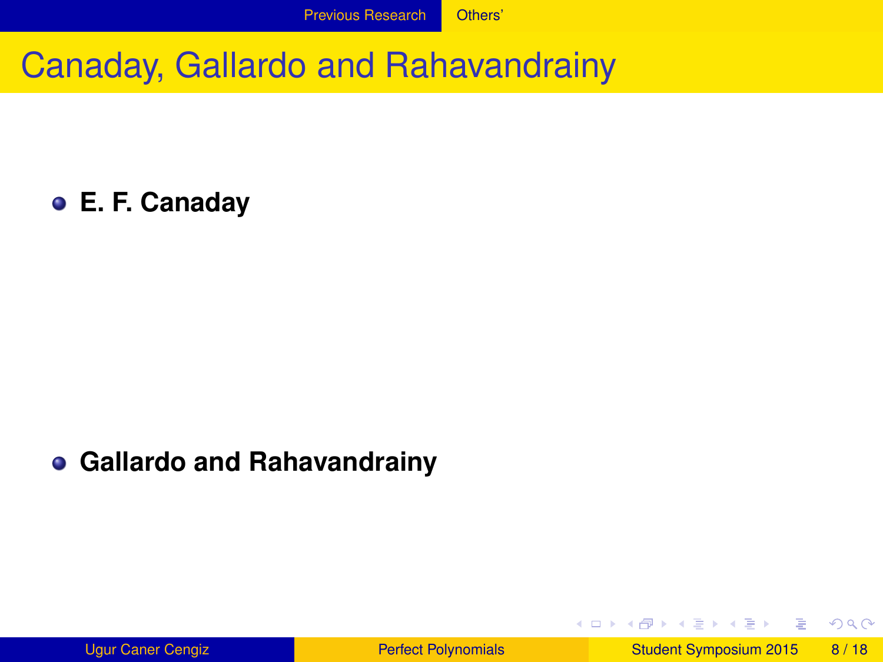# Canaday, Gallardo and Rahavandrainy

- **E. F. Canaday**

- **Gallardo and Rahavandrainy**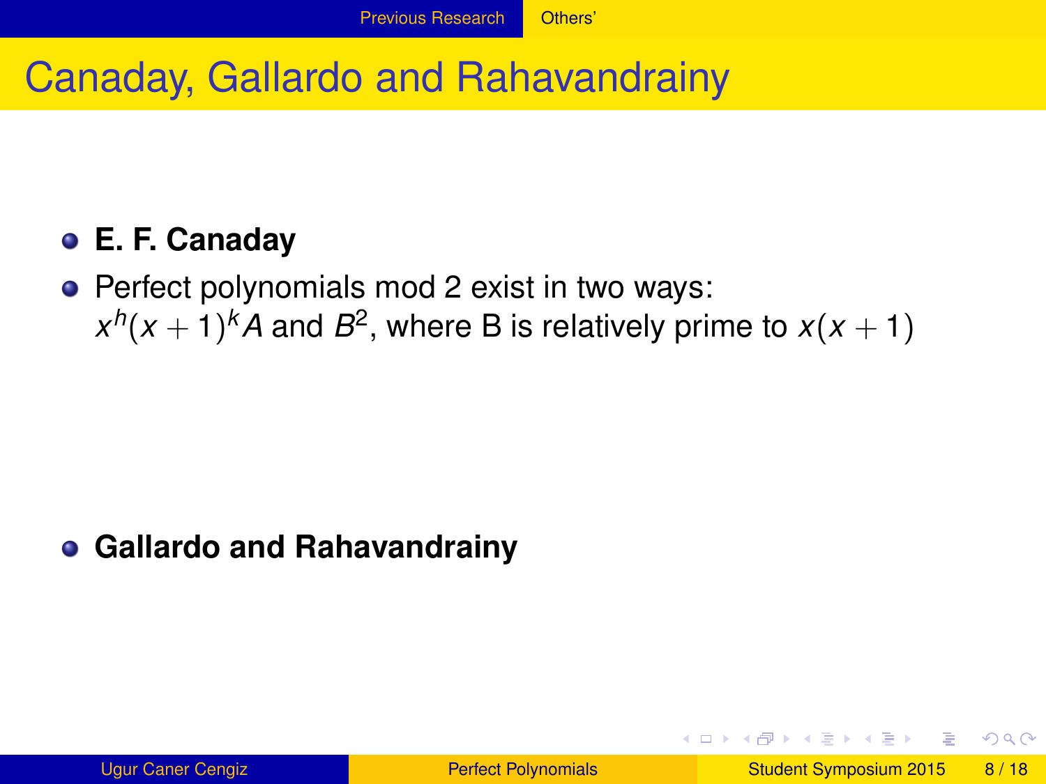# Canaday, Gallardo and Rahavandrainy

- **E. F. Canaday**
- Perfect polynomials mod 2 exist in two ways: $x^h(x+1)^k A$ and $B^2$, where B is relatively prime to $x(x+1)$

- **Gallardo and Rahavandrainy**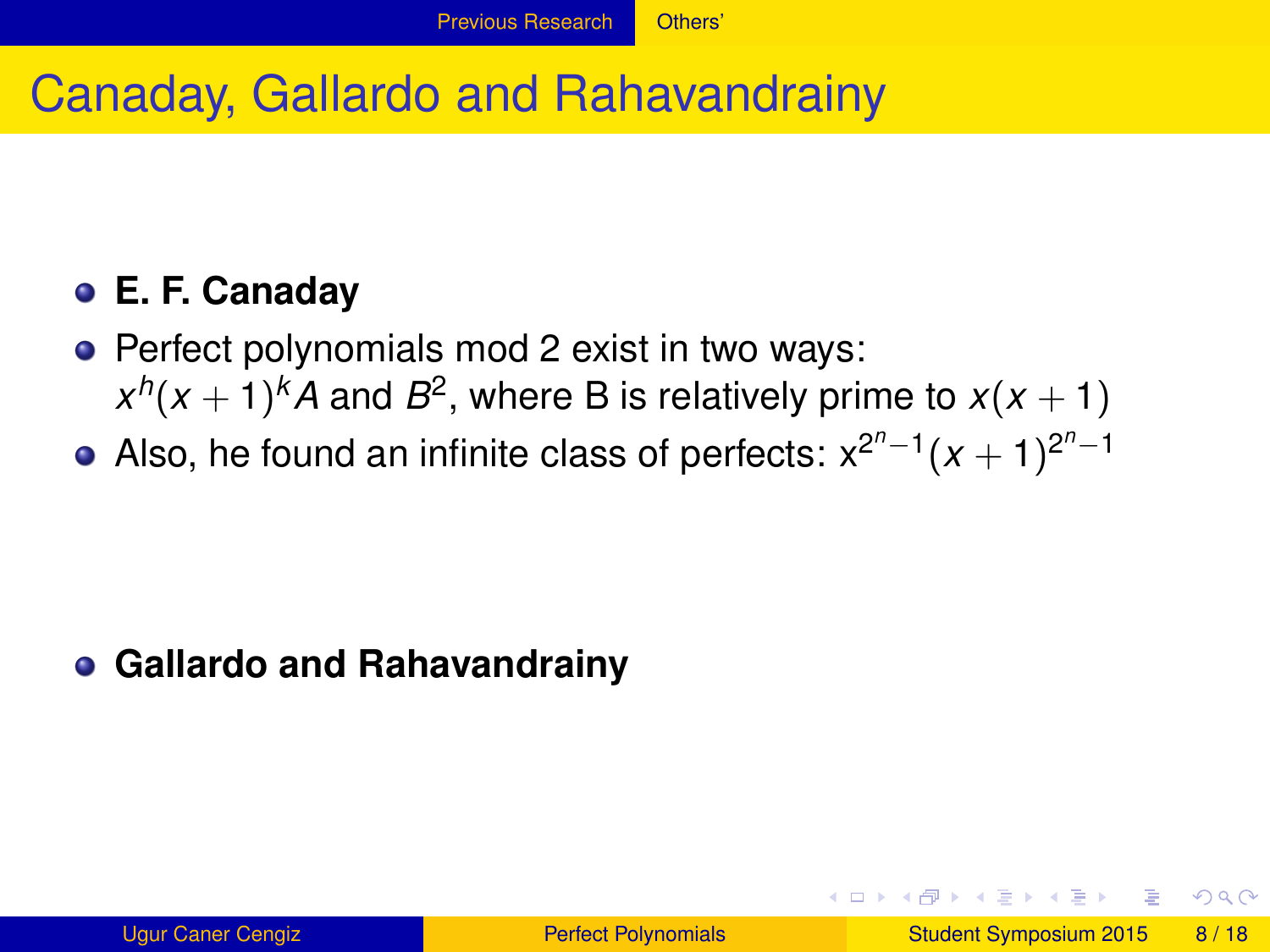# Canaday, Gallardo and Rahavandrainy

- **E. F. Canaday**
- Perfect polynomials mod 2 exist in two ways: $x^h(x+1)^k A$ and $B^2$, where B is relatively prime to $x(x+1)$
- Also, he found an infinite class of perfects: $x^{2^n-1}(x+1)^{2^n-1}$

- **Gallardo and Rahavandrainy**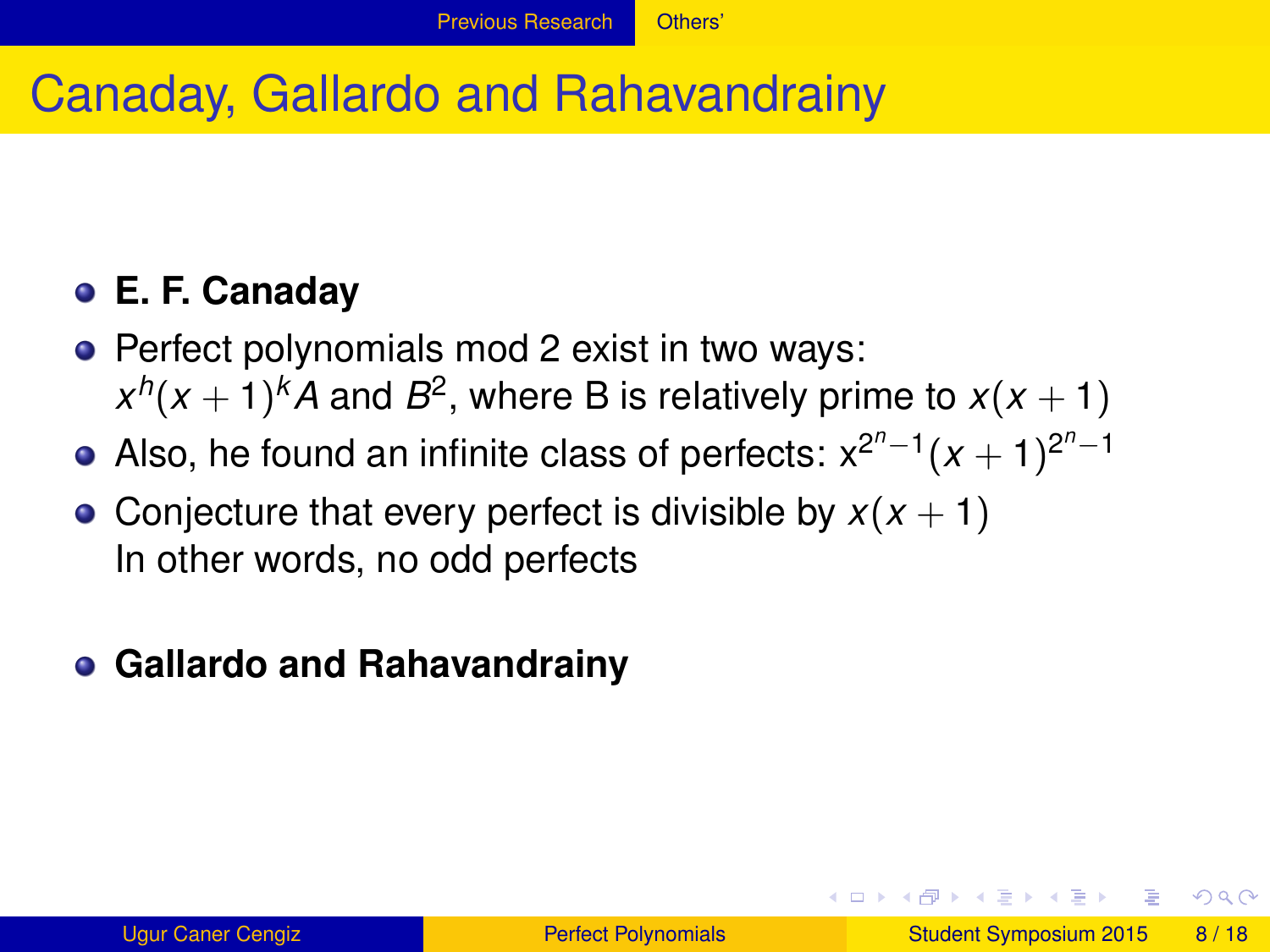# Canaday, Gallardo and Rahavandrainy

- **E. F. Canaday**
- Perfect polynomials mod 2 exist in two ways: $x^h(x+1)^k A$ and $B^2$, where B is relatively prime to $x(x+1)$
- Also, he found an infinite class of perfects: $x^{2^n-1}(x+1)^{2^n-1}$
- Conjecture that every perfect is divisible by $x(x+1)$
  In other words, no odd perfects
- **Gallardo and Rahavandrainy**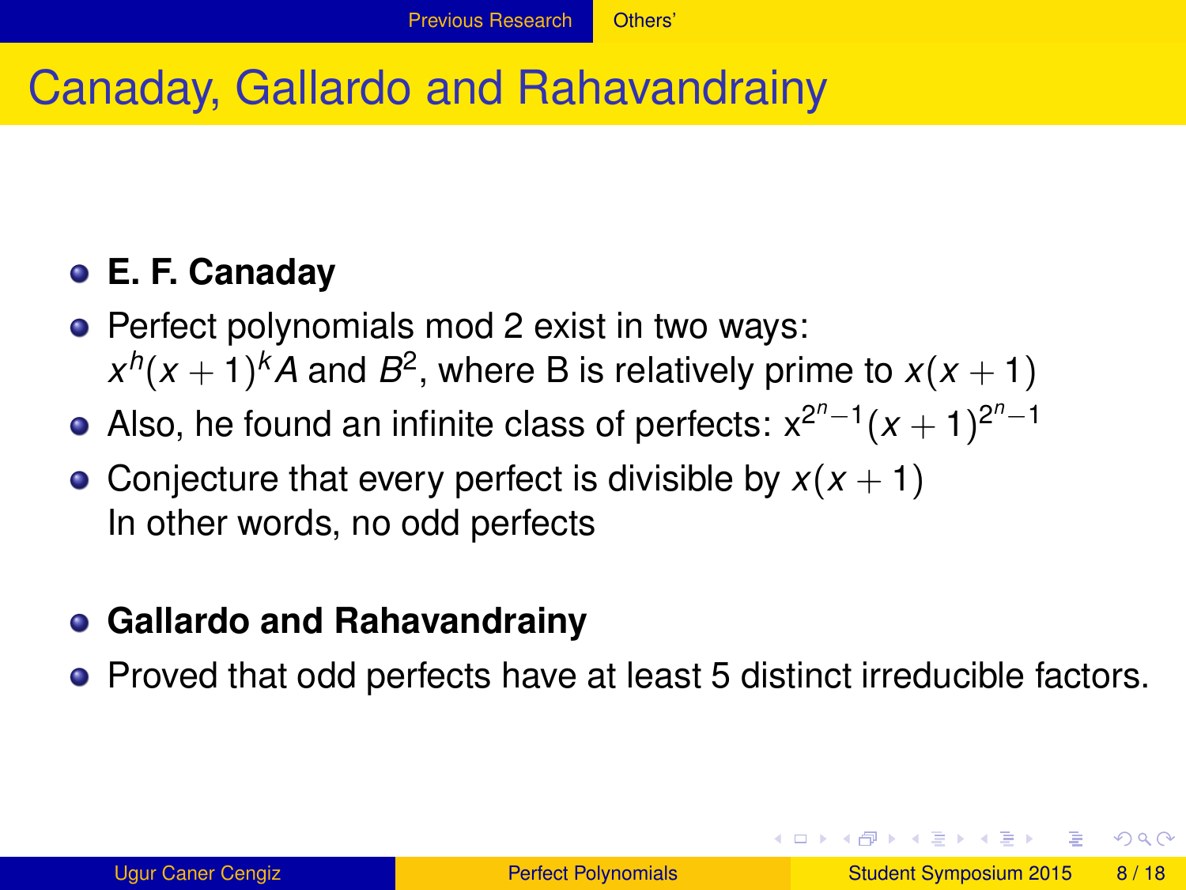# Canaday, Gallardo and Rahavandrainy

- **E. F. Canaday**
- Perfect polynomials mod 2 exist in two ways: $x^h(x+1)^k A$ and $B^2$, where B is relatively prime to $x(x+1)$
- Also, he found an infinite class of perfects: $x^{2^n-1}(x+1)^{2^n-1}$
- Conjecture that every perfect is divisible by $x(x+1)$
  In other words, no odd perfects

- **Gallardo and Rahavandrainy**
- Proved that odd perfects have at least 5 distinct irreducible factors.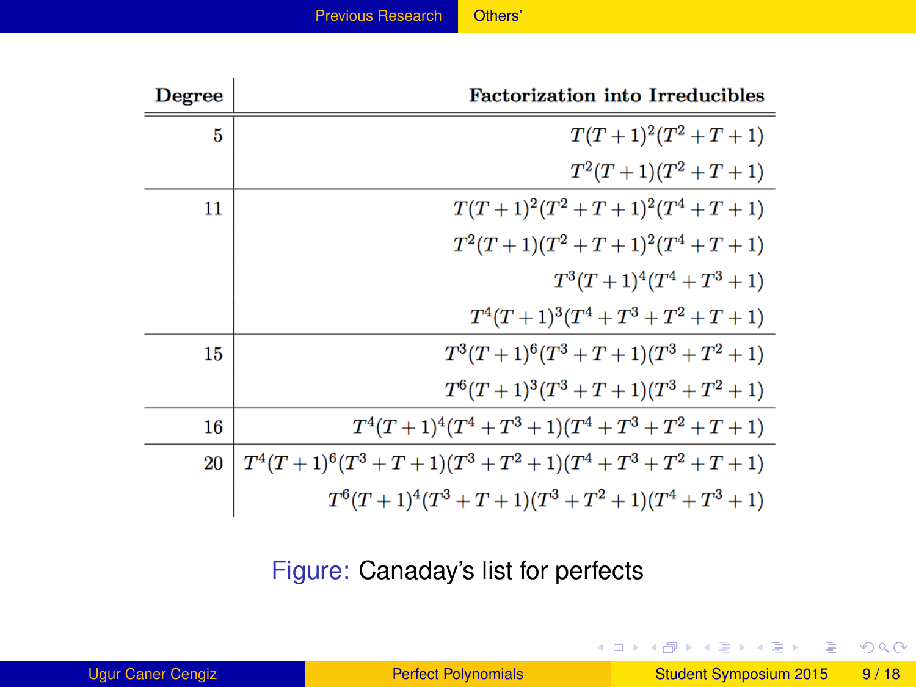| Degree | Factorization into Irreducibles |
|---|---|
| 5 | $T(T+1)^2(T^2+T+1)$ |
| | $T^2(T+1)(T^2+T+1)$ |
| 11 | $T(T+1)^2(T^2+T+1)^2(T^4+T+1)$ |
| | $T^2(T+1)(T^2+T+1)^2(T^4+T+1)$ |
| | $T^3(T+1)^4(T^4+T^3+1)$ |
| | $T^4(T+1)^3(T^4+T^3+T^2+T+1)$ |
| 15 | $T^3(T+1)^6(T^3+T+1)(T^3+T^2+1)$ |
| | $T^6(T+1)^3(T^3+T+1)(T^3+T^2+1)$ |
| 16 | $T^4(T+1)^4(T^4+T^3+1)(T^4+T^3+T^2+T+1)$ |
| 20 | $T^4(T+1)^6(T^3+T+1)(T^3+T^2+1)(T^4+T^3+T^2+T+1)$ |
| | $T^6(T+1)^4(T^3+T+1)(T^3+T^2+1)(T^4+T^3+1)$ |

Figure: Canaday's list for perfects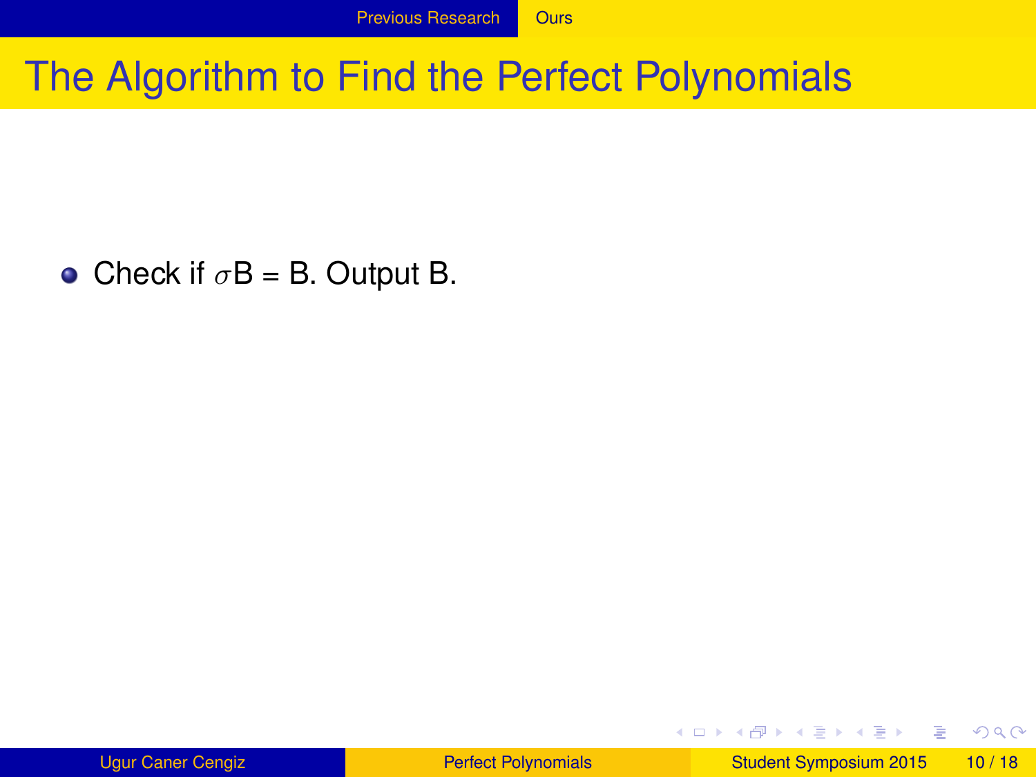# The Algorithm to Find the Perfect Polynomials

- Check if $\sigma$B = B. Output B.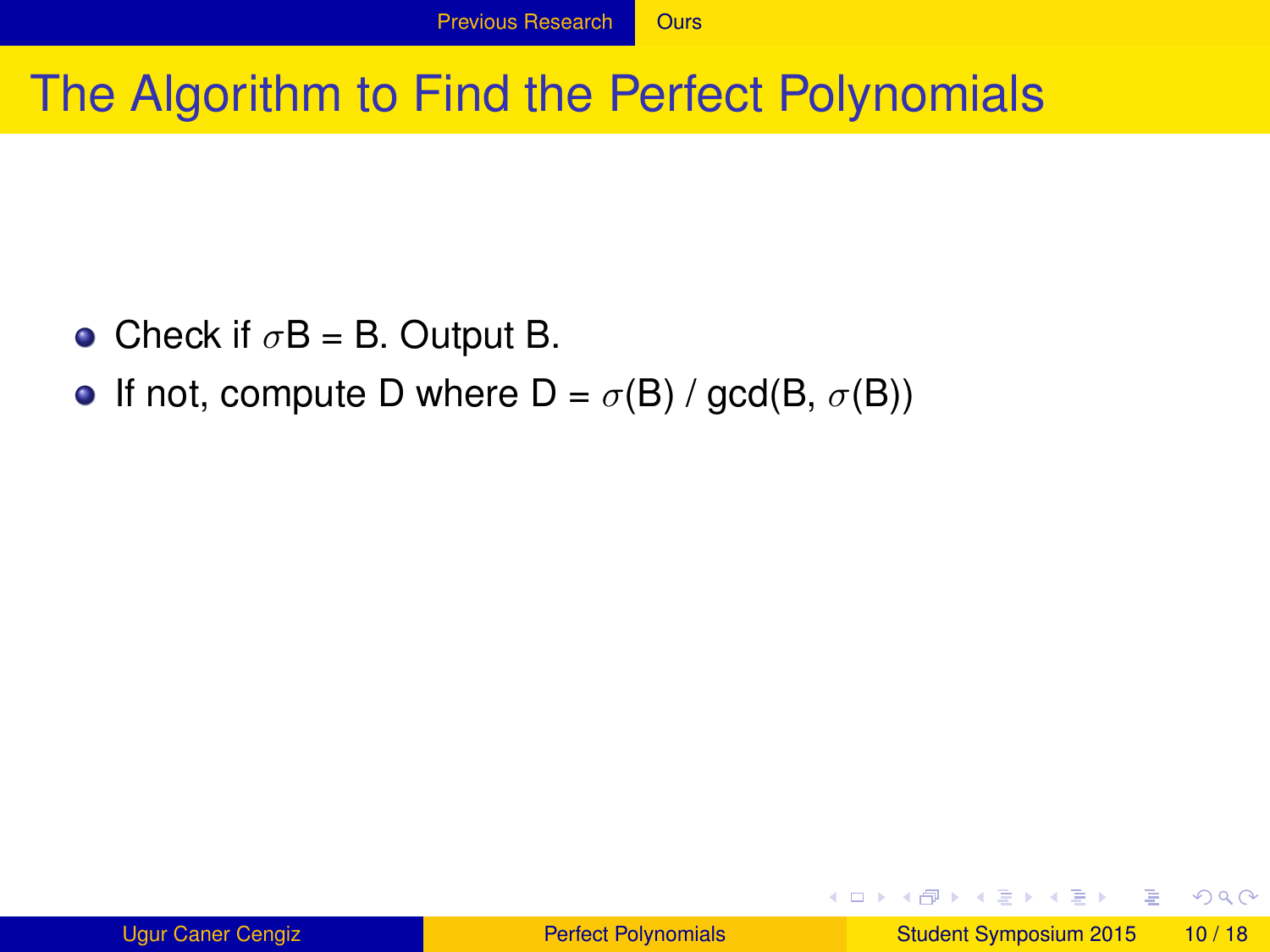# The Algorithm to Find the Perfect Polynomials

- Check if $\sigma$B = B. Output B.
- If not, compute D where D = $\sigma$(B) / gcd(B, $\sigma$(B))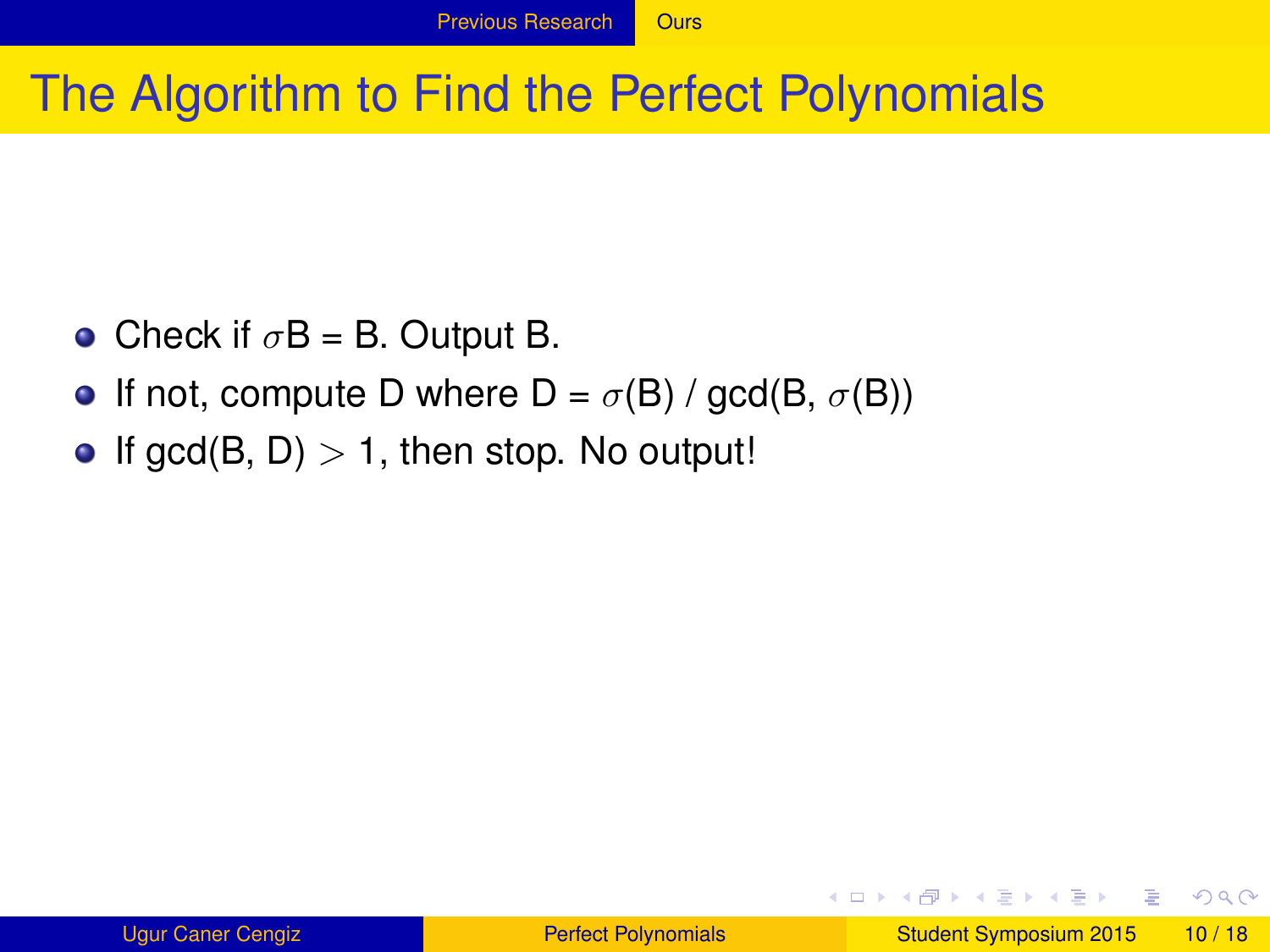# The Algorithm to Find the Perfect Polynomials

- Check if $\sigma$B = B. Output B.
- If not, compute D where D = $\sigma$(B) / gcd(B, $\sigma$(B))
- If gcd(B, D) $>$ 1, then stop. No output!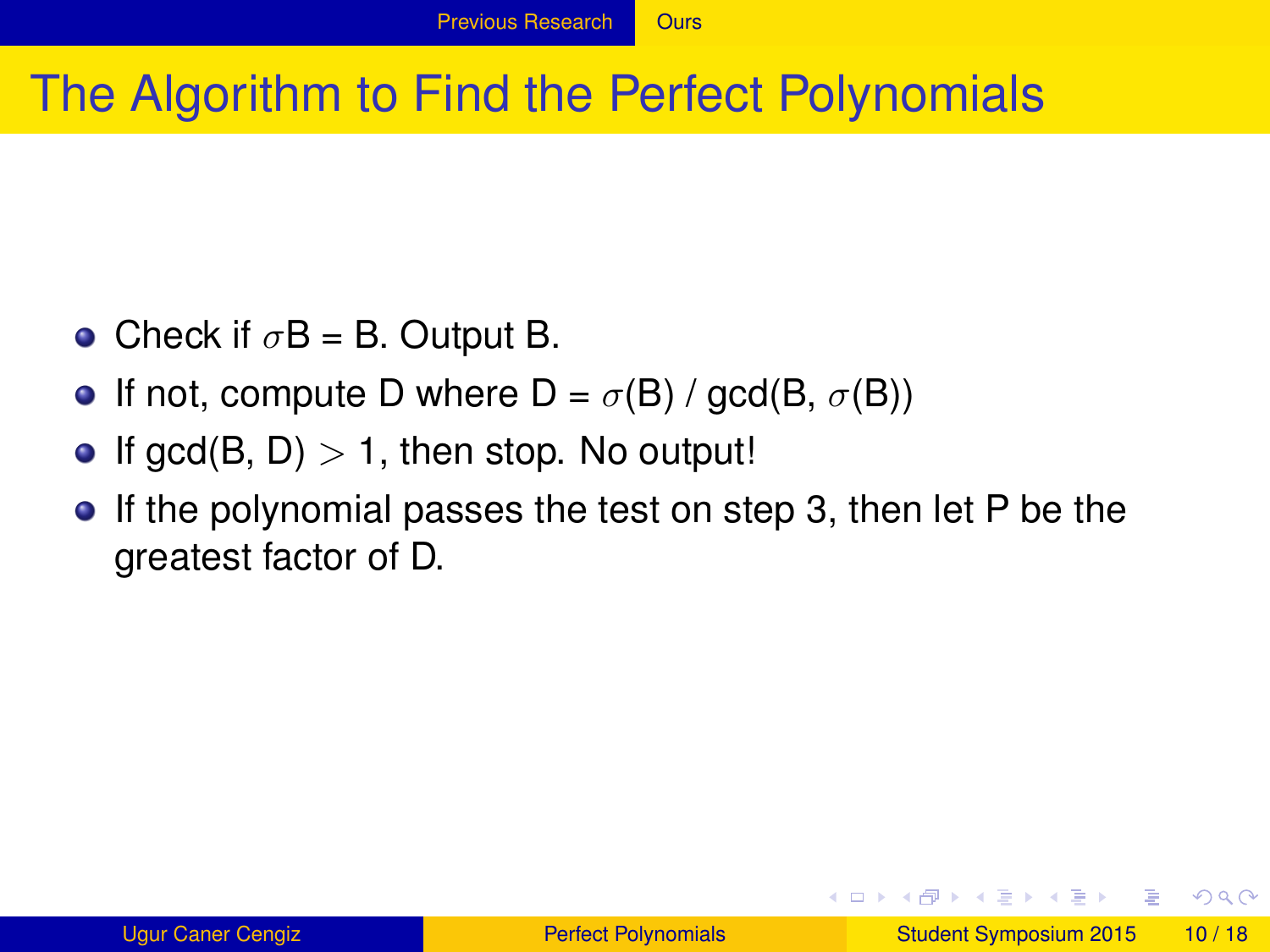# The Algorithm to Find the Perfect Polynomials

- Check if $\sigma$B = B. Output B.
- If not, compute D where D = $\sigma$(B) / gcd(B, $\sigma$(B))
- If gcd(B, D) $>$ 1, then stop. No output!
- If the polynomial passes the test on step 3, then let P be the greatest factor of D.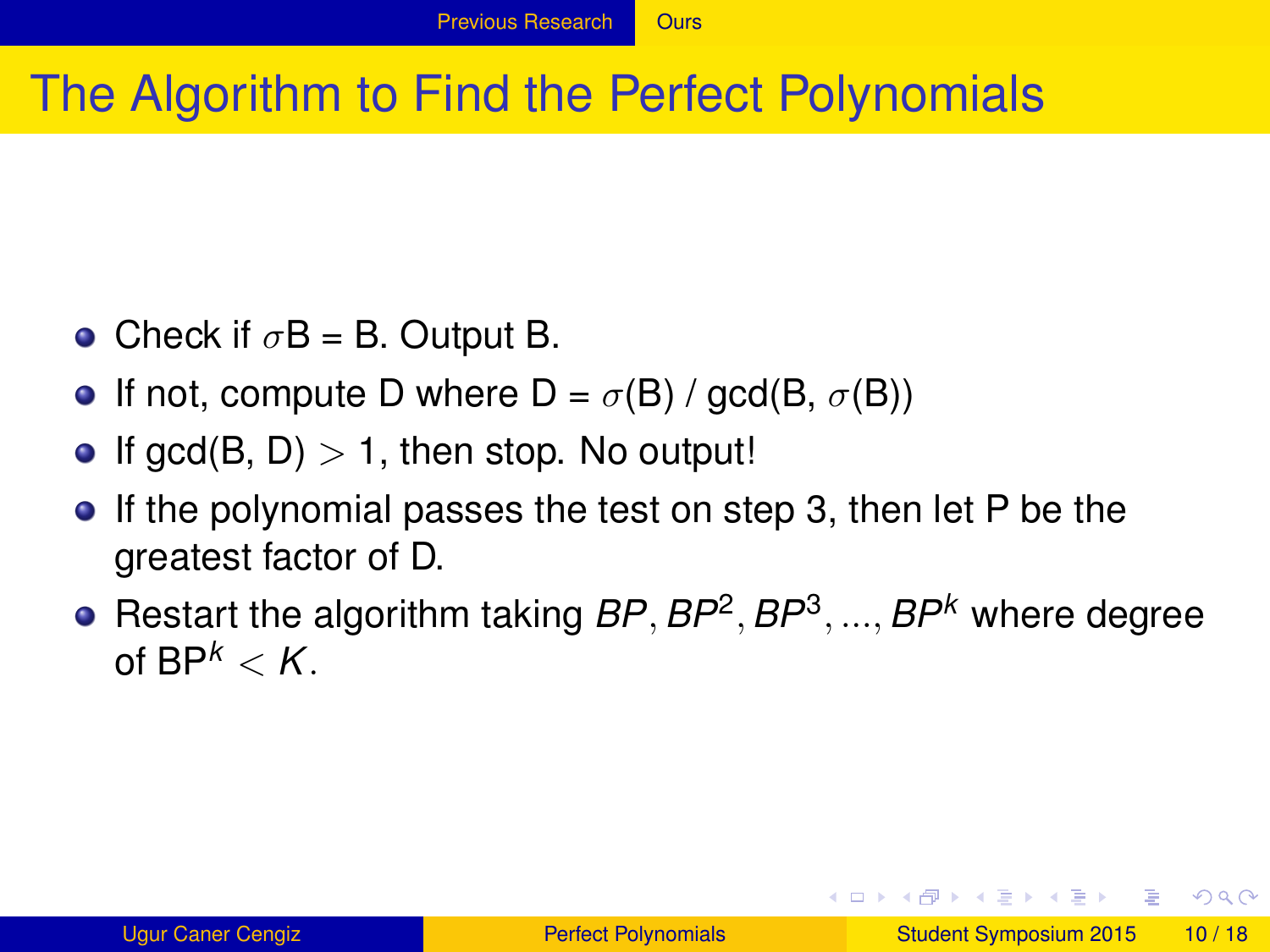# The Algorithm to Find the Perfect Polynomials

- Check if $\sigma$B = B. Output B.
- If not, compute D where D = $\sigma$(B) / gcd(B, $\sigma$(B))
- If gcd(B, D) $>$ 1, then stop. No output!
- If the polynomial passes the test on step 3, then let P be the greatest factor of D.
- Restart the algorithm taking $BP, BP^2, BP^3, ..., BP^k$ where degree of BP$^k$ $< K$.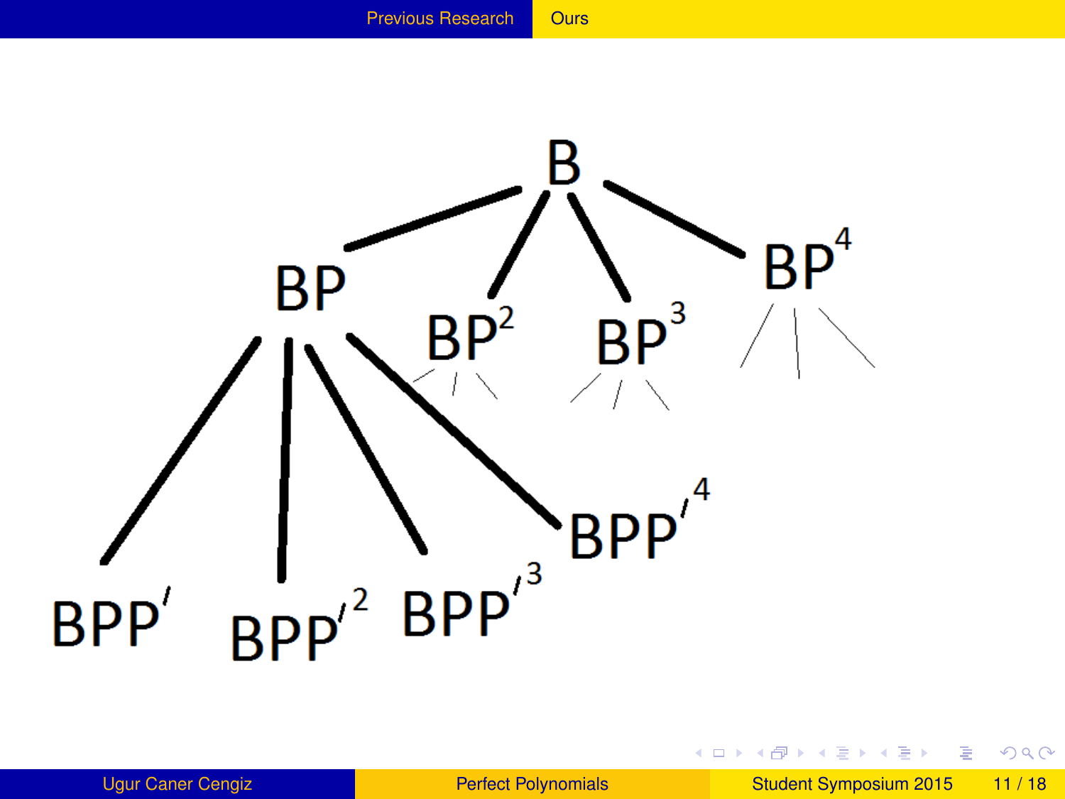$$B$$

$$BP \quad BP^2 \quad BP^3 \quad BP^4$$

$$BPP' \quad BPP'^2 \quad BPP'^3 \quad BPP'^4$$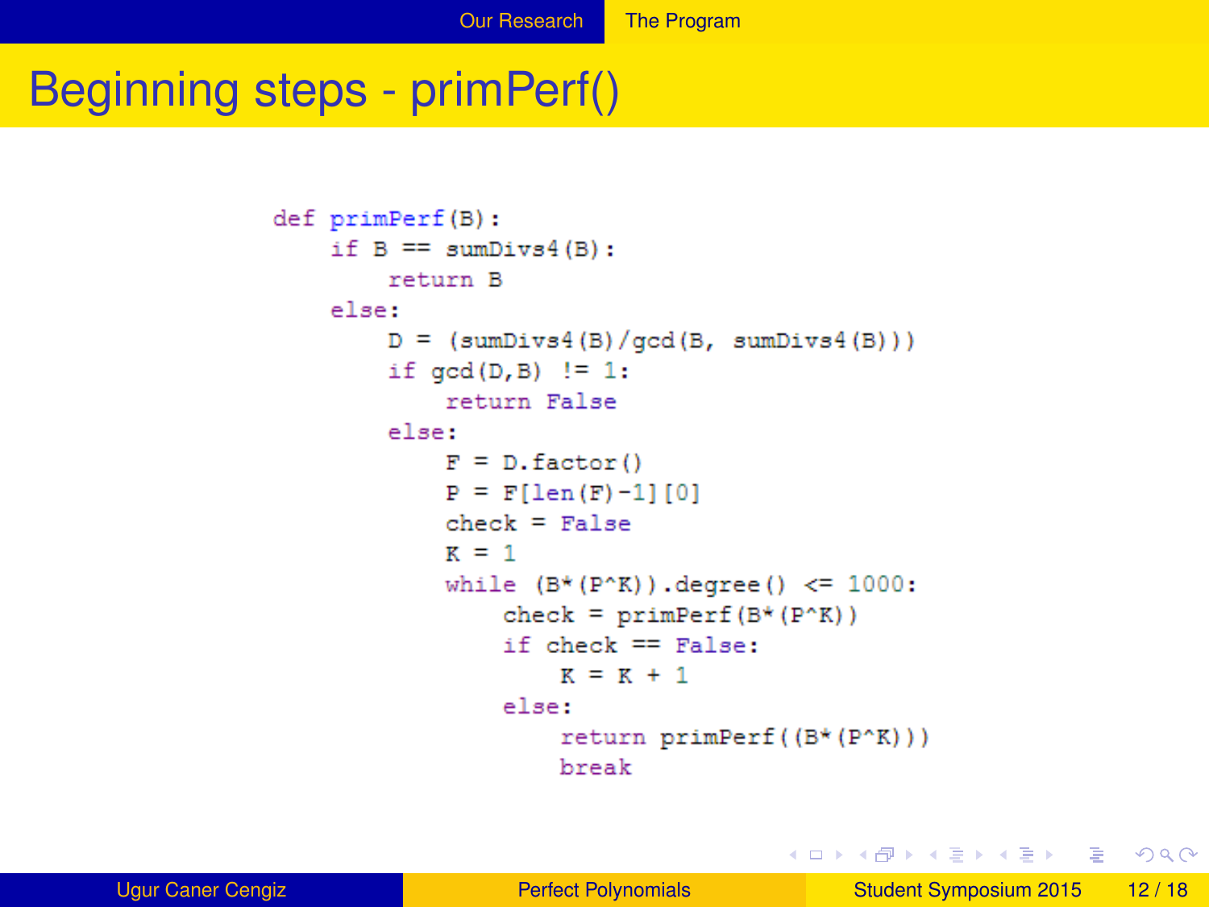# Beginning steps - primPerf()

```
def primPerf(B):
    if B == sumDivs4(B):
        return B
    else:
        D = (sumDivs4(B)/gcd(B, sumDivs4(B)))
        if gcd(D,B) != 1:
            return False
        else:
            F = D.factor()
            P = F[len(F)-1][0]
            check = False
            K = 1
            while (B*(P^K)).degree() <= 1000:
                check = primPerf(B*(P^K))
                if check == False:
                    K = K + 1
                else:
                    return primPerf((B*(P^K)))
                    break
```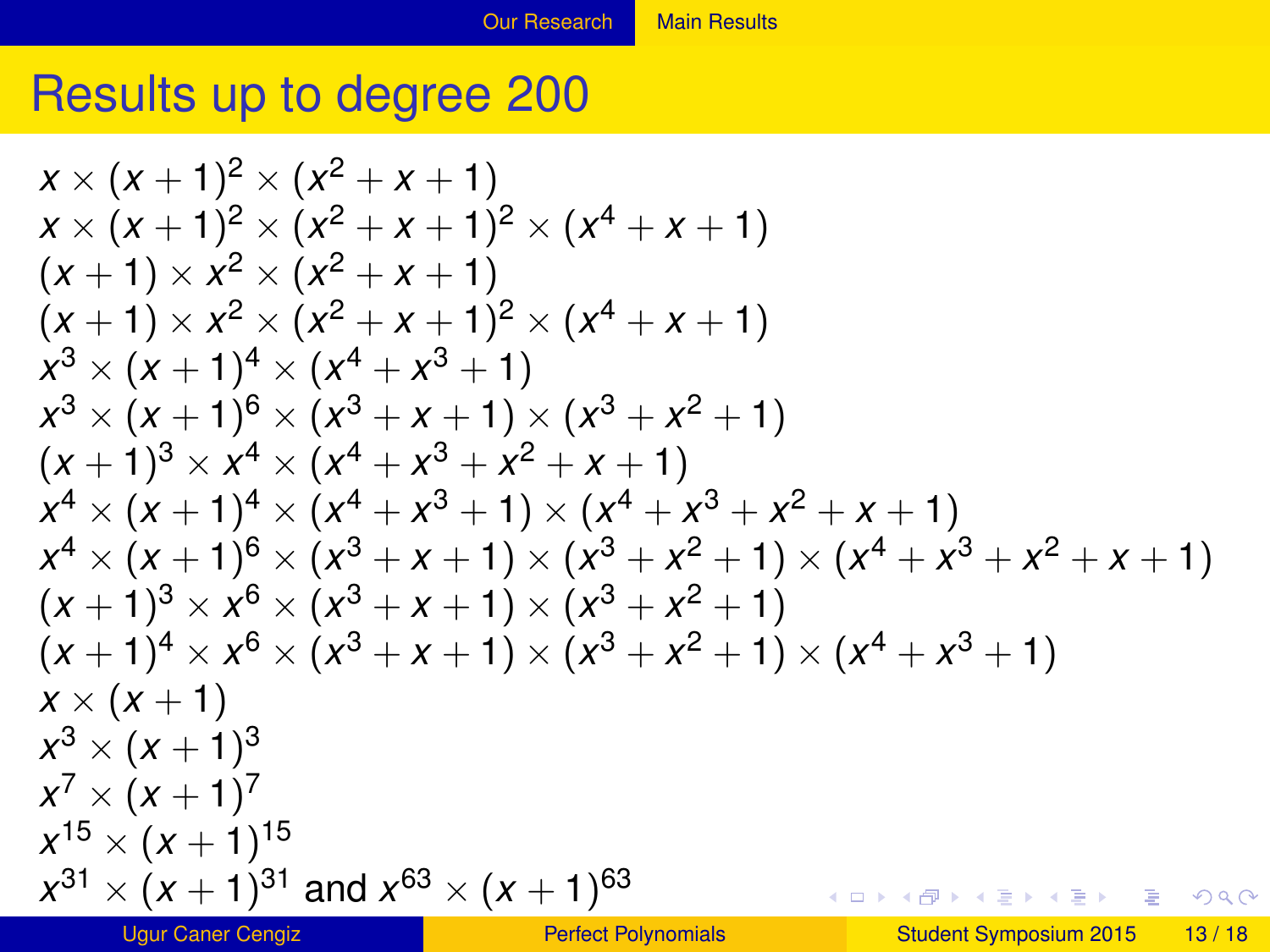# Results up to degree 200

$x \times (x+1)^2 \times (x^2+x+1)$

$x \times (x+1)^2 \times (x^2+x+1)^2 \times (x^4+x+1)$

$(x+1) \times x^2 \times (x^2+x+1)$

$(x+1) \times x^2 \times (x^2+x+1)^2 \times (x^4+x+1)$

$x^3 \times (x+1)^4 \times (x^4+x^3+1)$

$x^3 \times (x+1)^6 \times (x^3+x+1) \times (x^3+x^2+1)$

$(x+1)^3 \times x^4 \times (x^4+x^3+x^2+x+1)$

$x^4 \times (x+1)^4 \times (x^4+x^3+1) \times (x^4+x^3+x^2+x+1)$

$x^4 \times (x+1)^6 \times (x^3+x+1) \times (x^3+x^2+1) \times (x^4+x^3+x^2+x+1)$

$(x+1)^3 \times x^6 \times (x^3+x+1) \times (x^3+x^2+1)$

$(x+1)^4 \times x^6 \times (x^3+x+1) \times (x^3+x^2+1) \times (x^4+x^3+1)$

$x \times (x+1)$

$x^3 \times (x+1)^3$

$x^7 \times (x+1)^7$

$x^{15} \times (x+1)^{15}$

$x^{31} \times (x+1)^{31}$ and $x^{63} \times (x+1)^{63}$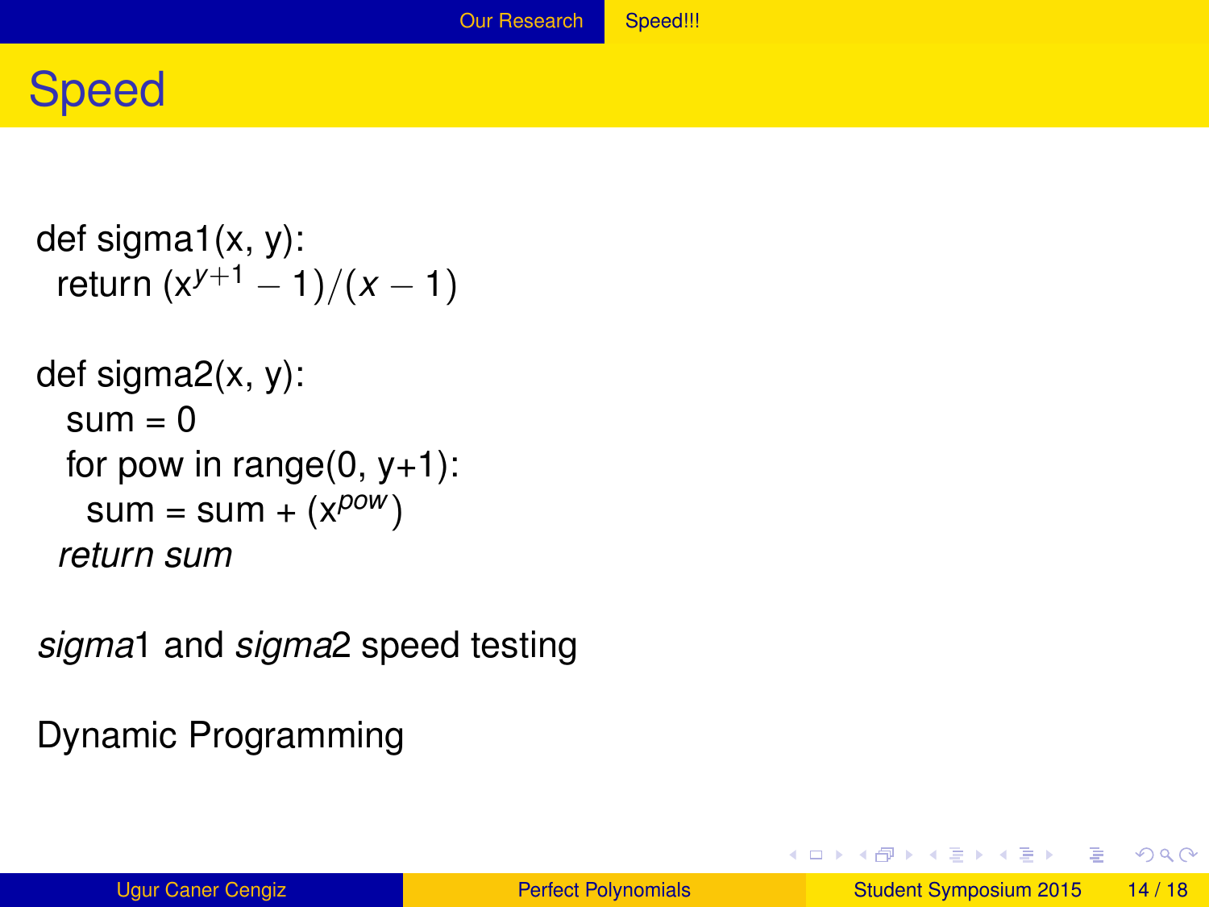# Speed

```
def sigma1(x, y):
  return (x^(y+1) - 1)/(x - 1)

def sigma2(x, y):
   sum = 0
   for pow in range(0, y+1):
     sum = sum + (x^pow)
  return sum
```

*sigma*1 and *sigma*2 speed testing

Dynamic Programming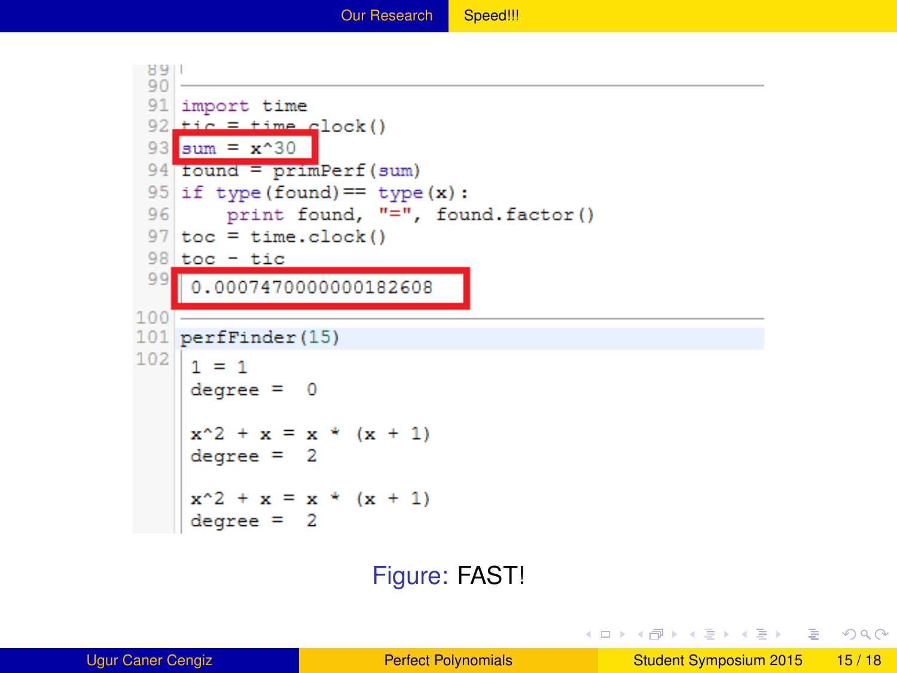```
89 |
90
91 import time
92 tic = time.clock()
93 sum = x^30
94 found = primPerf(sum)
95 if type(found)== type(x):
96     print found, "=", found.factor()
97 toc = time.clock()
98 toc - tic
99  0.000747000000182608
100
101 perfFinder(15)
102  1 = 1
     degree =  0

     x^2 + x = x * (x + 1)
     degree =  2

     x^2 + x = x * (x + 1)
     degree =  2
```

Figure: FAST!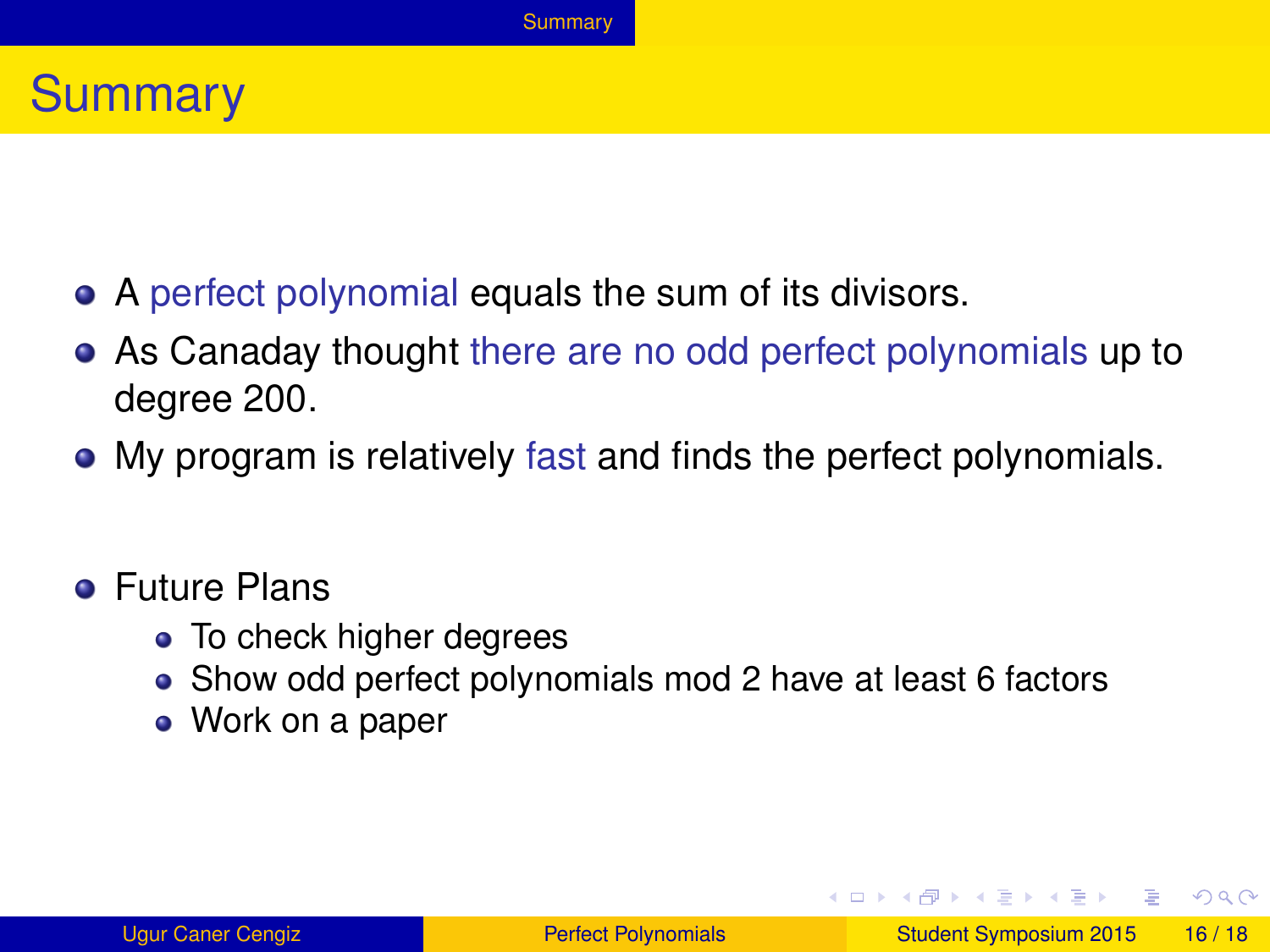# Summary

- A perfect polynomial equals the sum of its divisors.
- As Canaday thought there are no odd perfect polynomials up to degree 200.
- My program is relatively fast and finds the perfect polynomials.

- Future Plans
  - To check higher degrees
  - Show odd perfect polynomials mod 2 have at least 6 factors
  - Work on a paper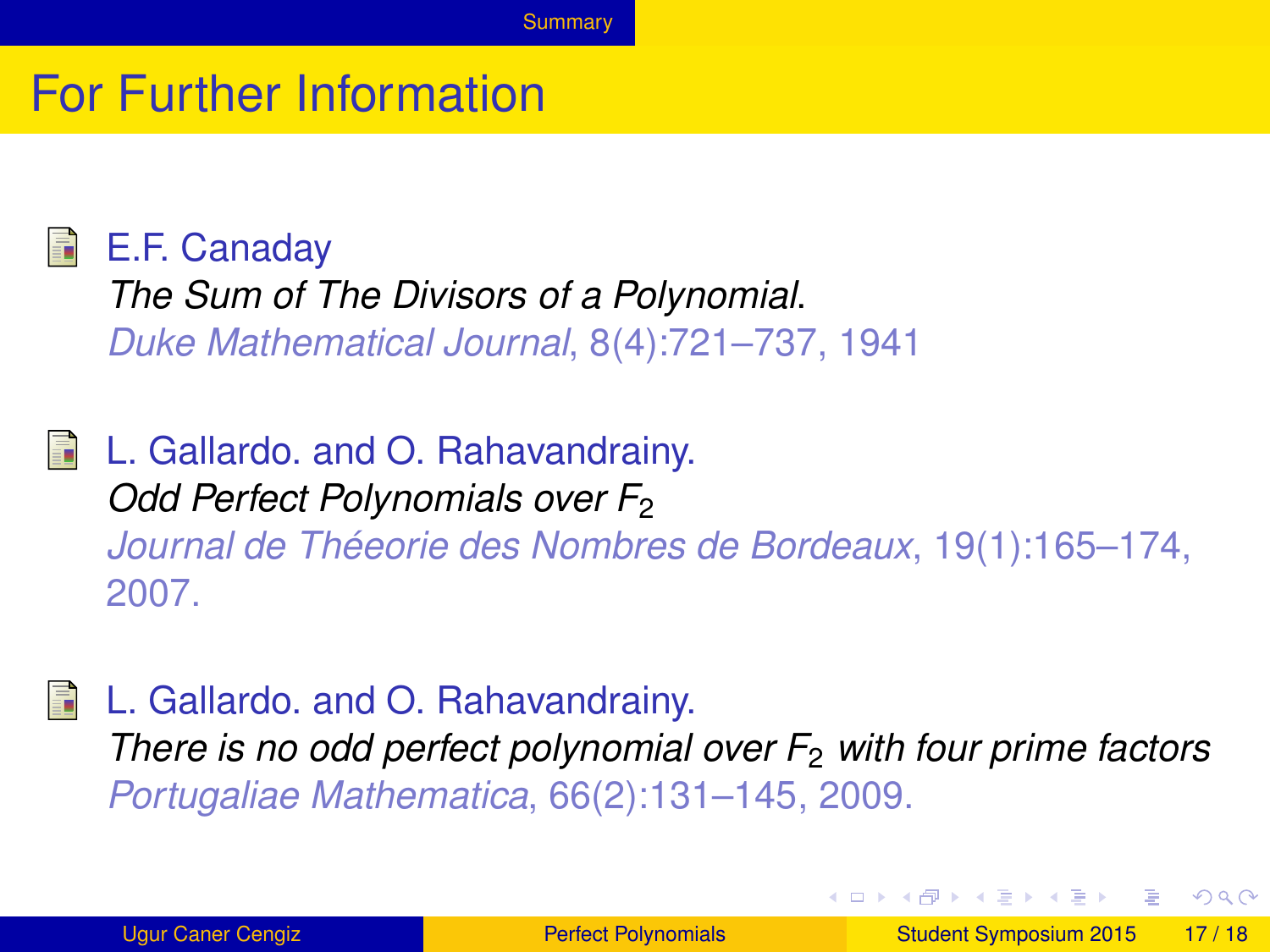# For Further Information

- E.F. Canaday
  *The Sum of The Divisors of a Polynomial*.
  *Duke Mathematical Journal*, 8(4):721–737, 1941

- L. Gallardo. and O. Rahavandrainy.
  *Odd Perfect Polynomials over $F_2$*
  *Journal de Théeorie des Nombres de Bordeaux*, 19(1):165–174, 2007.

- L. Gallardo. and O. Rahavandrainy.
  *There is no odd perfect polynomial over $F_2$ with four prime factors*
  *Portugaliae Mathematica*, 66(2):131–145, 2009.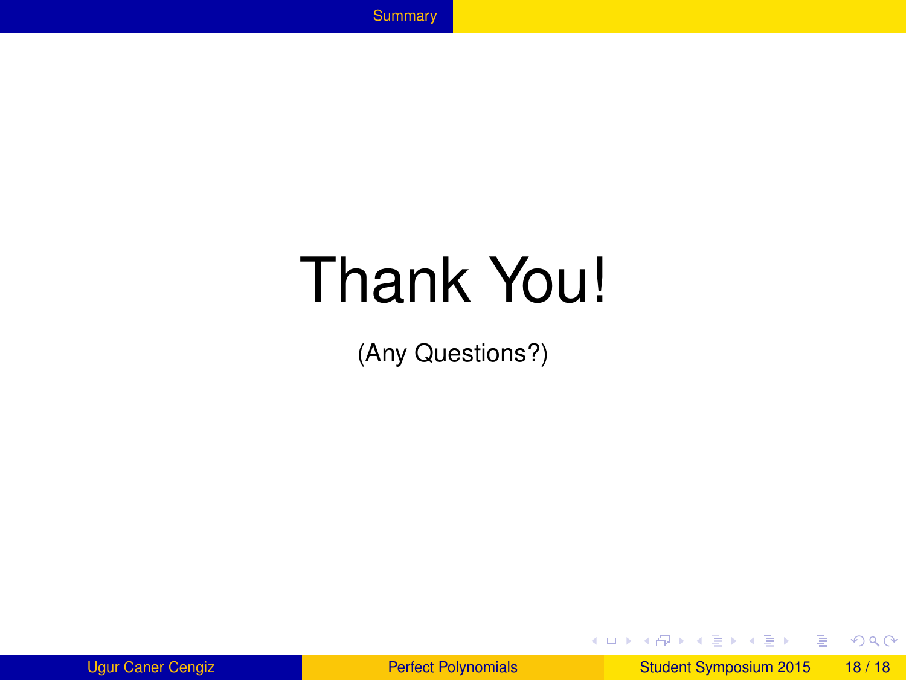# Thank You!

(Any Questions?)